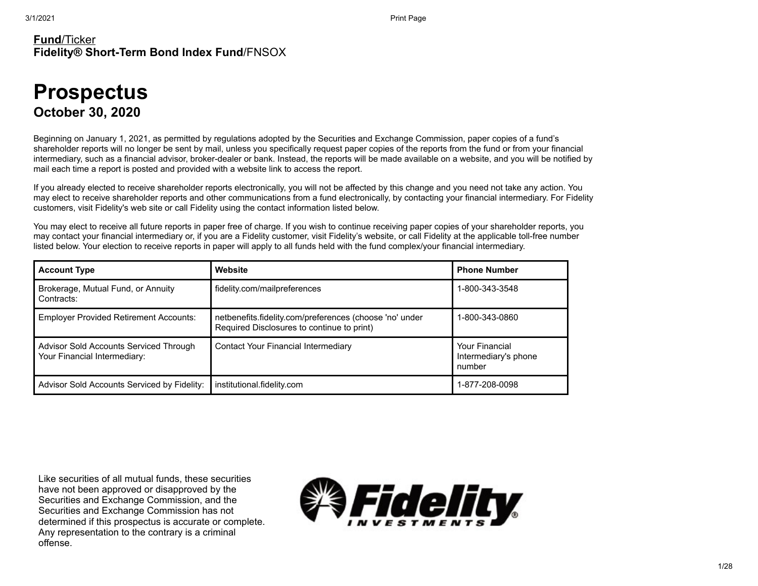**Fund**/Ticker
**Fidelity® Short-Term Bond Index Fund**/FNSOX

# Prospectus

## October 30, 2020

Beginning on January 1, 2021, as permitted by regulations adopted by the Securities and Exchange Commission, paper copies of a fund's shareholder reports will no longer be sent by mail, unless you specifically request paper copies of the reports from the fund or from your financial intermediary, such as a financial advisor, broker-dealer or bank. Instead, the reports will be made available on a website, and you will be notified by mail each time a report is posted and provided with a website link to access the report.

If you already elected to receive shareholder reports electronically, you will not be affected by this change and you need not take any action. You may elect to receive shareholder reports and other communications from a fund electronically, by contacting your financial intermediary. For Fidelity customers, visit Fidelity's web site or call Fidelity using the contact information listed below.

You may elect to receive all future reports in paper free of charge. If you wish to continue receiving paper copies of your shareholder reports, you may contact your financial intermediary or, if you are a Fidelity customer, visit Fidelity's website, or call Fidelity at the applicable toll-free number listed below. Your election to receive reports in paper will apply to all funds held with the fund complex/your financial intermediary.

| Account Type | Website | Phone Number |
|---|---|---|
| Brokerage, Mutual Fund, or Annuity Contracts: | fidelity.com/mailpreferences | 1-800-343-3548 |
| Employer Provided Retirement Accounts: | netbenefits.fidelity.com/preferences (choose 'no' under Required Disclosures to continue to print) | 1-800-343-0860 |
| Advisor Sold Accounts Serviced Through Your Financial Intermediary: | Contact Your Financial Intermediary | Your Financial Intermediary's phone number |
| Advisor Sold Accounts Serviced by Fidelity: | institutional.fidelity.com | 1-877-208-0098 |

Like securities of all mutual funds, these securities have not been approved or disapproved by the Securities and Exchange Commission, and the Securities and Exchange Commission has not determined if this prospectus is accurate or complete. Any representation to the contrary is a criminal offense.

Fidelity INVESTMENTS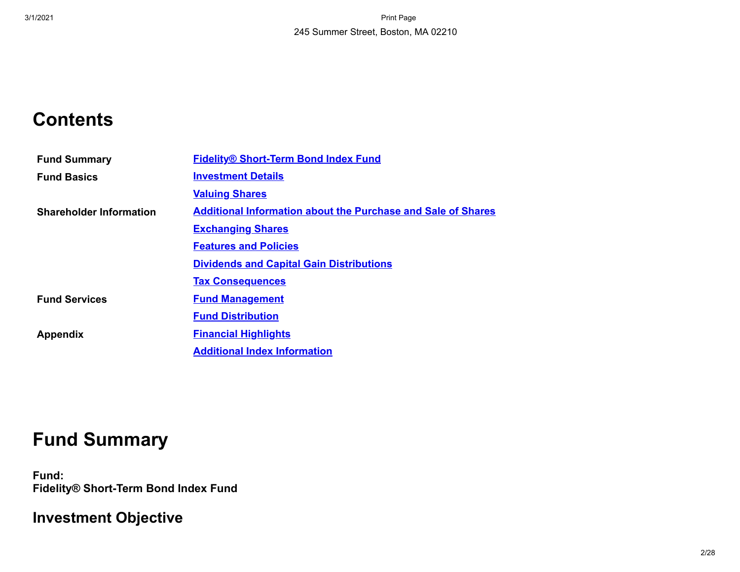245 Summer Street, Boston, MA 02210

# Contents

| | |
|---|---|
| **Fund Summary** | Fidelity® Short-Term Bond Index Fund |
| **Fund Basics** | Investment Details |
| | Valuing Shares |
| **Shareholder Information** | Additional Information about the Purchase and Sale of Shares |
| | Exchanging Shares |
| | Features and Policies |
| | Dividends and Capital Gain Distributions |
| | Tax Consequences |
| **Fund Services** | Fund Management |
| | Fund Distribution |
| **Appendix** | Financial Highlights |
| | Additional Index Information |

# Fund Summary

**Fund:**
**Fidelity® Short-Term Bond Index Fund**

## Investment Objective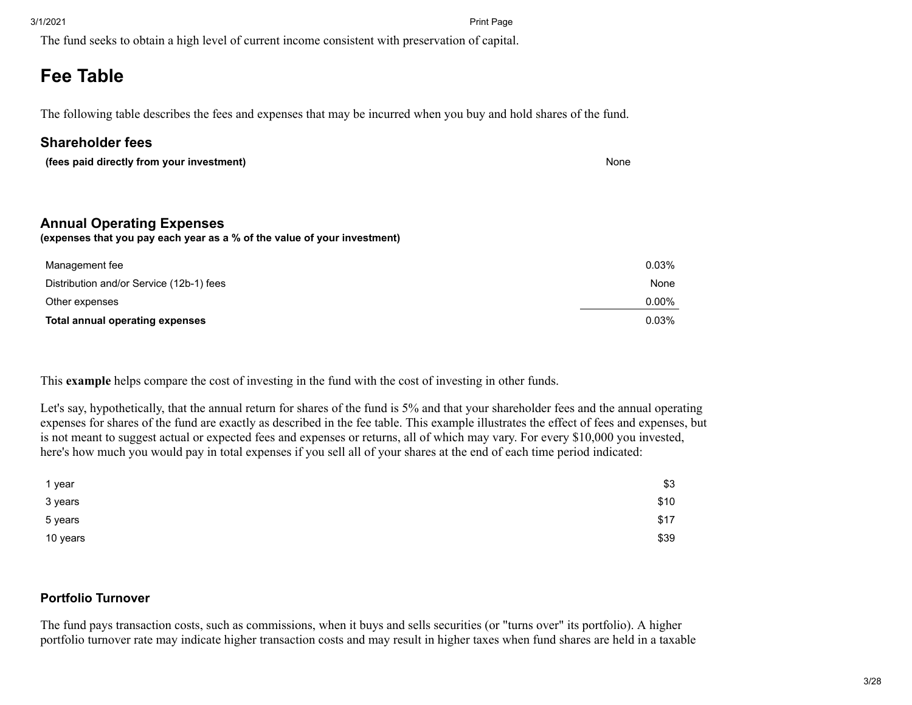The fund seeks to obtain a high level of current income consistent with preservation of capital.

# Fee Table

The following table describes the fees and expenses that may be incurred when you buy and hold shares of the fund.

### Shareholder fees

| | |
|---|---|
| **(fees paid directly from your investment)** | None |

### Annual Operating Expenses
**(expenses that you pay each year as a % of the value of your investment)**

| | |
|---|---|
| Management fee | 0.03% |
| Distribution and/or Service (12b-1) fees | None |
| Other expenses | 0.00% |
| **Total annual operating expenses** | 0.03% |

This **example** helps compare the cost of investing in the fund with the cost of investing in other funds.

Let's say, hypothetically, that the annual return for shares of the fund is 5% and that your shareholder fees and the annual operating expenses for shares of the fund are exactly as described in the fee table. This example illustrates the effect of fees and expenses, but is not meant to suggest actual or expected fees and expenses or returns, all of which may vary. For every $10,000 you invested, here's how much you would pay in total expenses if you sell all of your shares at the end of each time period indicated:

| | |
|---|---|
| 1 year | $3 |
| 3 years | $10 |
| 5 years | $17 |
| 10 years | $39 |

### Portfolio Turnover

The fund pays transaction costs, such as commissions, when it buys and sells securities (or "turns over" its portfolio). A higher portfolio turnover rate may indicate higher transaction costs and may result in higher taxes when fund shares are held in a taxable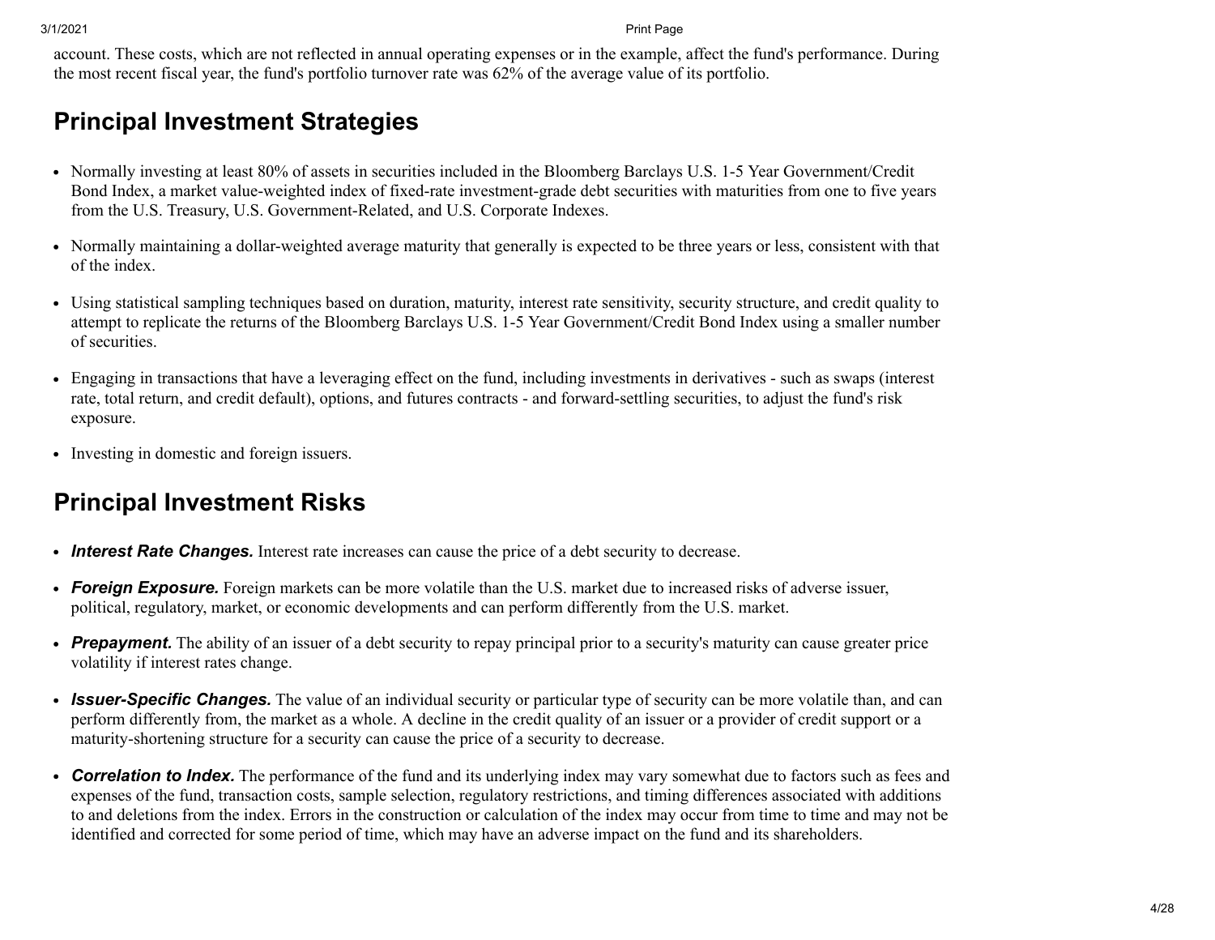account. These costs, which are not reflected in annual operating expenses or in the example, affect the fund's performance. During the most recent fiscal year, the fund's portfolio turnover rate was 62% of the average value of its portfolio.

## Principal Investment Strategies

- Normally investing at least 80% of assets in securities included in the Bloomberg Barclays U.S. 1-5 Year Government/Credit Bond Index, a market value-weighted index of fixed-rate investment-grade debt securities with maturities from one to five years from the U.S. Treasury, U.S. Government-Related, and U.S. Corporate Indexes.
- Normally maintaining a dollar-weighted average maturity that generally is expected to be three years or less, consistent with that of the index.
- Using statistical sampling techniques based on duration, maturity, interest rate sensitivity, security structure, and credit quality to attempt to replicate the returns of the Bloomberg Barclays U.S. 1-5 Year Government/Credit Bond Index using a smaller number of securities.
- Engaging in transactions that have a leveraging effect on the fund, including investments in derivatives - such as swaps (interest rate, total return, and credit default), options, and futures contracts - and forward-settling securities, to adjust the fund's risk exposure.
- Investing in domestic and foreign issuers.

## Principal Investment Risks

- ***Interest Rate Changes.*** Interest rate increases can cause the price of a debt security to decrease.
- ***Foreign Exposure.*** Foreign markets can be more volatile than the U.S. market due to increased risks of adverse issuer, political, regulatory, market, or economic developments and can perform differently from the U.S. market.
- ***Prepayment.*** The ability of an issuer of a debt security to repay principal prior to a security's maturity can cause greater price volatility if interest rates change.
- ***Issuer-Specific Changes.*** The value of an individual security or particular type of security can be more volatile than, and can perform differently from, the market as a whole. A decline in the credit quality of an issuer or a provider of credit support or a maturity-shortening structure for a security can cause the price of a security to decrease.
- ***Correlation to Index.*** The performance of the fund and its underlying index may vary somewhat due to factors such as fees and expenses of the fund, transaction costs, sample selection, regulatory restrictions, and timing differences associated with additions to and deletions from the index. Errors in the construction or calculation of the index may occur from time to time and may not be identified and corrected for some period of time, which may have an adverse impact on the fund and its shareholders.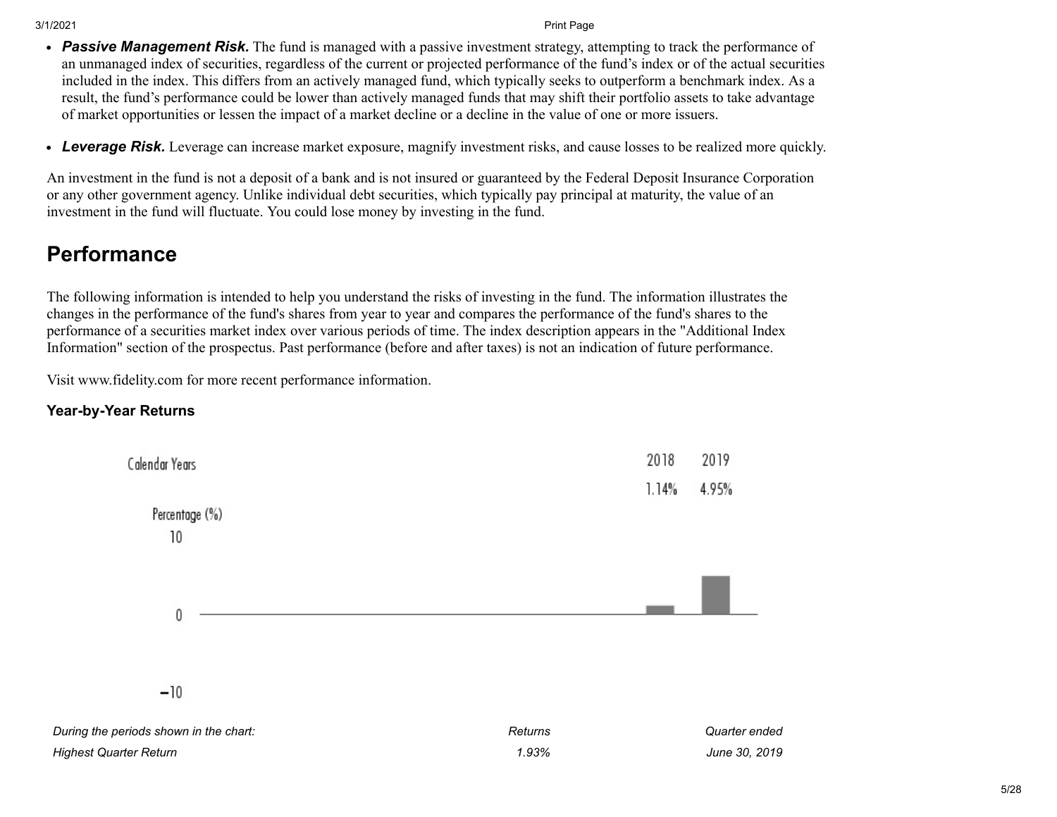- ***Passive Management Risk.*** The fund is managed with a passive investment strategy, attempting to track the performance of an unmanaged index of securities, regardless of the current or projected performance of the fund's index or of the actual securities included in the index. This differs from an actively managed fund, which typically seeks to outperform a benchmark index. As a result, the fund's performance could be lower than actively managed funds that may shift their portfolio assets to take advantage of market opportunities or lessen the impact of a market decline or a decline in the value of one or more issuers.

- ***Leverage Risk.*** Leverage can increase market exposure, magnify investment risks, and cause losses to be realized more quickly.

An investment in the fund is not a deposit of a bank and is not insured or guaranteed by the Federal Deposit Insurance Corporation or any other government agency. Unlike individual debt securities, which typically pay principal at maturity, the value of an investment in the fund will fluctuate. You could lose money by investing in the fund.

# Performance

The following information is intended to help you understand the risks of investing in the fund. The information illustrates the changes in the performance of the fund's shares from year to year and compares the performance of the fund's shares to the performance of a securities market index over various periods of time. The index description appears in the "Additional Index Information" section of the prospectus. Past performance (before and after taxes) is not an indication of future performance.

Visit www.fidelity.com for more recent performance information.

### Year-by-Year Returns

| Calendar Years | 2018 | 2019 |
| --- | --- | --- |
| Percentage (%) | 1.14% | 4.95% |

| *During the periods shown in the chart:* | *Returns* | *Quarter ended* |
| --- | --- | --- |
| *Highest Quarter Return* | *1.93%* | *June 30, 2019* |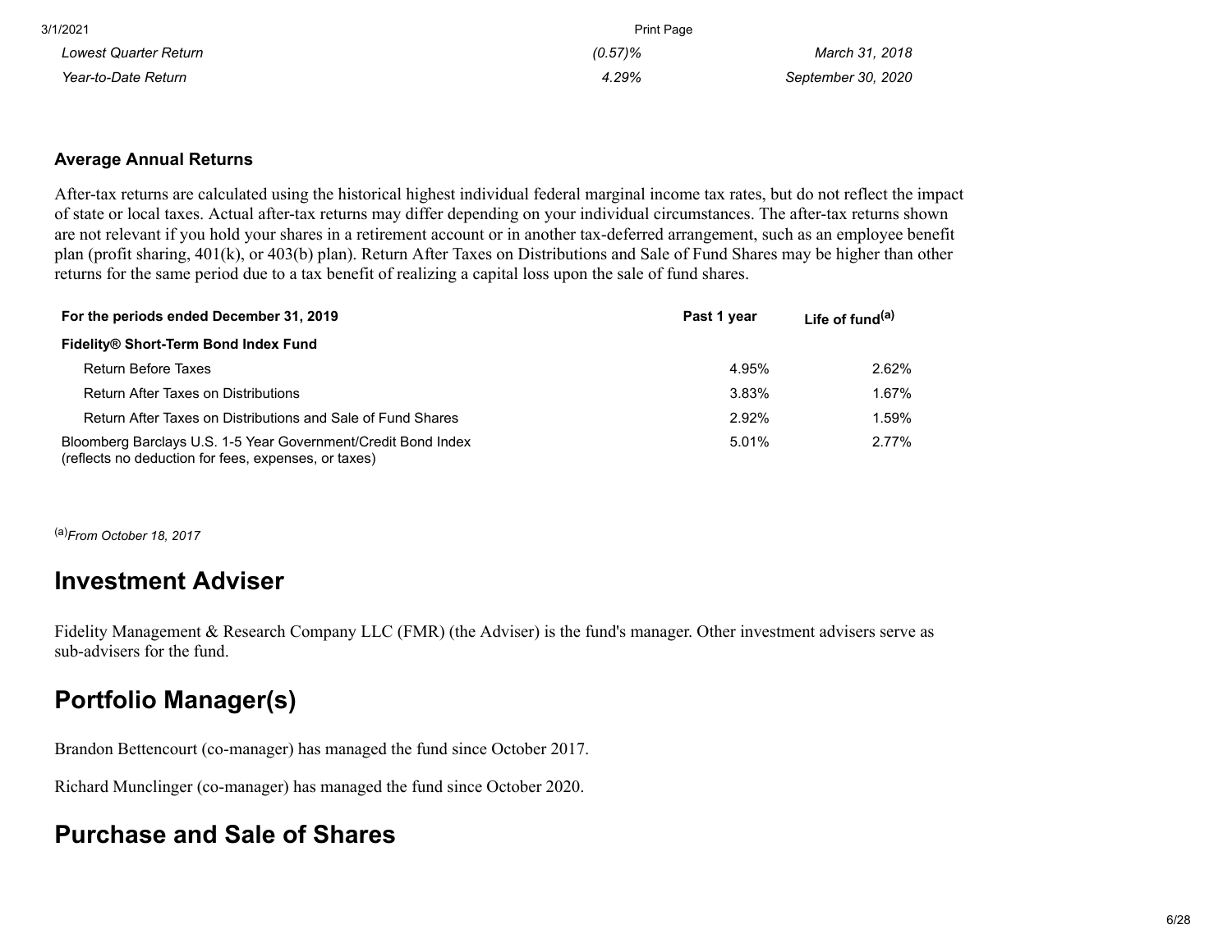| | | |
|---|---|---|
| *Lowest Quarter Return* | *(0.57)%* | *March 31, 2018* |
| *Year-to-Date Return* | *4.29%* | *September 30, 2020* |

**Average Annual Returns**

After-tax returns are calculated using the historical highest individual federal marginal income tax rates, but do not reflect the impact of state or local taxes. Actual after-tax returns may differ depending on your individual circumstances. The after-tax returns shown are not relevant if you hold your shares in a retirement account or in another tax-deferred arrangement, such as an employee benefit plan (profit sharing, 401(k), or 403(b) plan). Return After Taxes on Distributions and Sale of Fund Shares may be higher than other returns for the same period due to a tax benefit of realizing a capital loss upon the sale of fund shares.

| **For the periods ended December 31, 2019** | **Past 1 year** | **Life of fund[(a)]** |
|---|---|---|
| **Fidelity® Short-Term Bond Index Fund** | | |
| Return Before Taxes | 4.95% | 2.62% |
| Return After Taxes on Distributions | 3.83% | 1.67% |
| Return After Taxes on Distributions and Sale of Fund Shares | 2.92% | 1.59% |
| Bloomberg Barclays U.S. 1-5 Year Government/Credit Bond Index (reflects no deduction for fees, expenses, or taxes) | 5.01% | 2.77% |

(a) *From October 18, 2017*

## Investment Adviser

Fidelity Management & Research Company LLC (FMR) (the Adviser) is the fund's manager. Other investment advisers serve as sub-advisers for the fund.

## Portfolio Manager(s)

Brandon Bettencourt (co-manager) has managed the fund since October 2017.

Richard Munclinger (co-manager) has managed the fund since October 2020.

## Purchase and Sale of Shares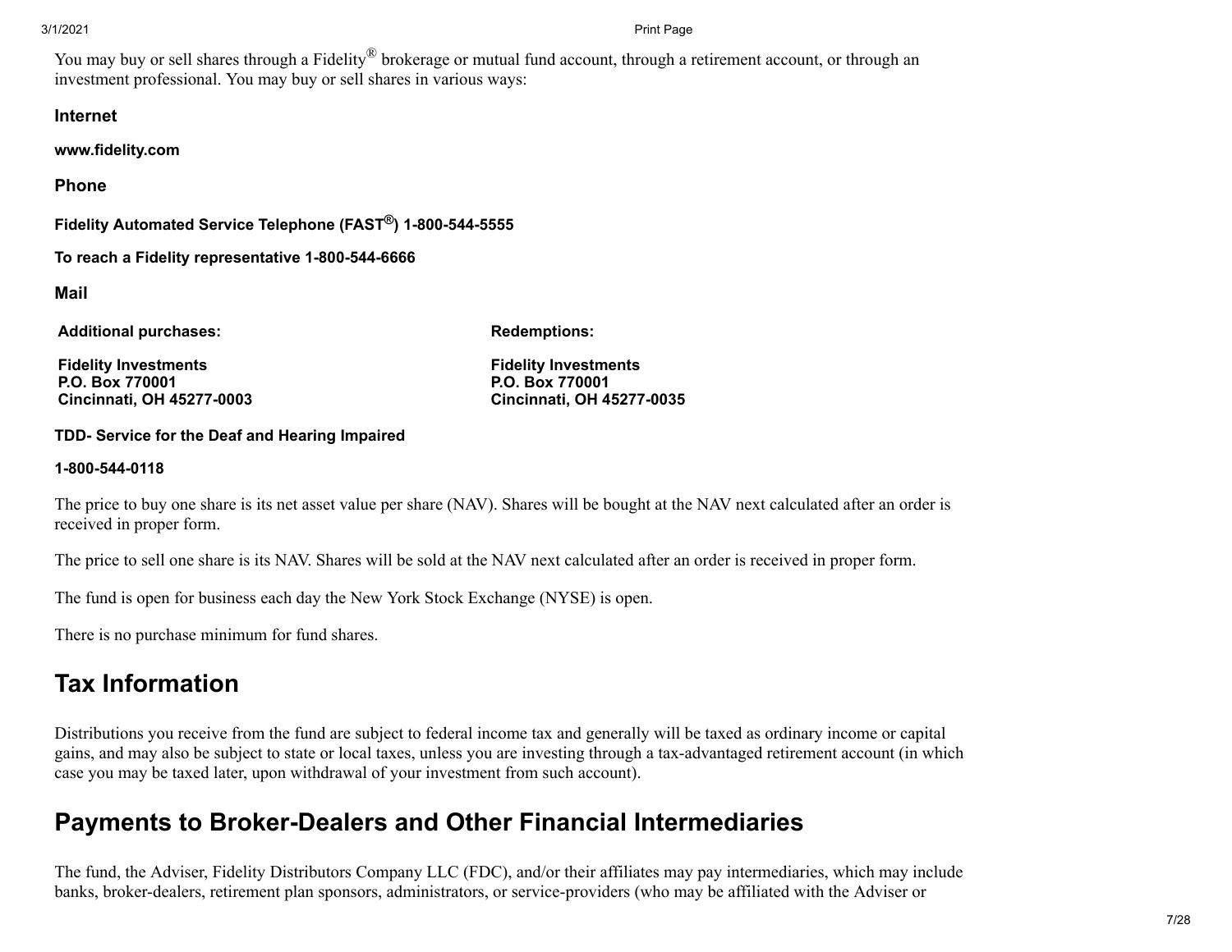You may buy or sell shares through a Fidelity® brokerage or mutual fund account, through a retirement account, or through an investment professional. You may buy or sell shares in various ways:

**Internet**

**www.fidelity.com**

**Phone**

**Fidelity Automated Service Telephone (FAST®) 1-800-544-5555**

**To reach a Fidelity representative 1-800-544-6666**

**Mail**

| **Additional purchases:** | **Redemptions:** |
| --- | --- |
| **Fidelity Investments**<br>**P.O. Box 770001**<br>**Cincinnati, OH 45277-0003** | **Fidelity Investments**<br>**P.O. Box 770001**<br>**Cincinnati, OH 45277-0035** |

**TDD- Service for the Deaf and Hearing Impaired**

**1-800-544-0118**

The price to buy one share is its net asset value per share (NAV). Shares will be bought at the NAV next calculated after an order is received in proper form.

The price to sell one share is its NAV. Shares will be sold at the NAV next calculated after an order is received in proper form.

The fund is open for business each day the New York Stock Exchange (NYSE) is open.

There is no purchase minimum for fund shares.

## Tax Information

Distributions you receive from the fund are subject to federal income tax and generally will be taxed as ordinary income or capital gains, and may also be subject to state or local taxes, unless you are investing through a tax-advantaged retirement account (in which case you may be taxed later, upon withdrawal of your investment from such account).

## Payments to Broker-Dealers and Other Financial Intermediaries

The fund, the Adviser, Fidelity Distributors Company LLC (FDC), and/or their affiliates may pay intermediaries, which may include banks, broker-dealers, retirement plan sponsors, administrators, or service-providers (who may be affiliated with the Adviser or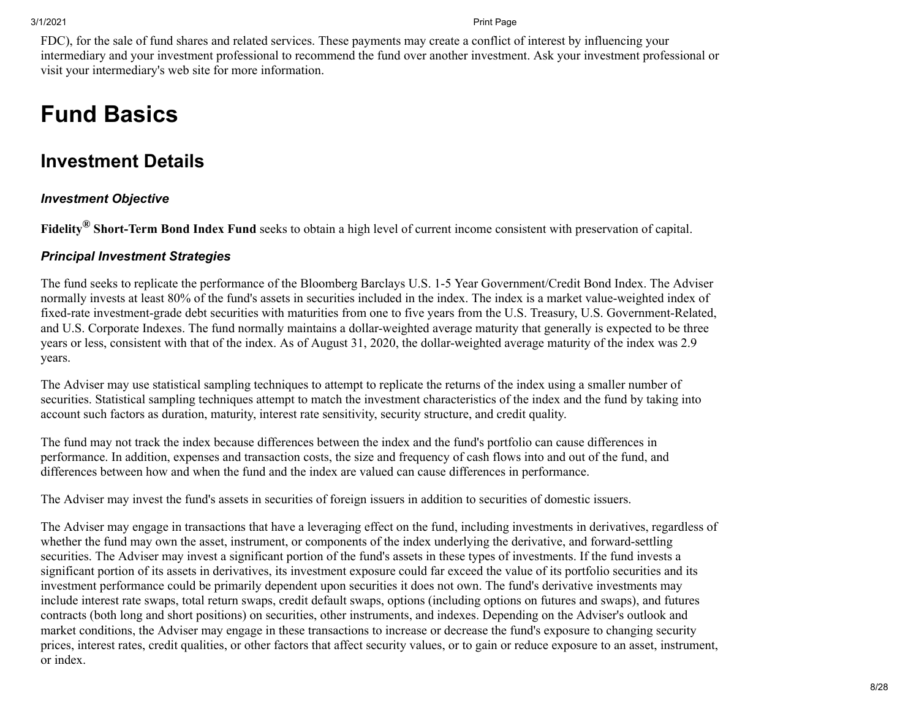FDC), for the sale of fund shares and related services. These payments may create a conflict of interest by influencing your intermediary and your investment professional to recommend the fund over another investment. Ask your investment professional or visit your intermediary's web site for more information.

# Fund Basics

## Investment Details

### *Investment Objective*

**Fidelity® Short-Term Bond Index Fund** seeks to obtain a high level of current income consistent with preservation of capital.

### *Principal Investment Strategies*

The fund seeks to replicate the performance of the Bloomberg Barclays U.S. 1-5 Year Government/Credit Bond Index. The Adviser normally invests at least 80% of the fund's assets in securities included in the index. The index is a market value-weighted index of fixed-rate investment-grade debt securities with maturities from one to five years from the U.S. Treasury, U.S. Government-Related, and U.S. Corporate Indexes. The fund normally maintains a dollar-weighted average maturity that generally is expected to be three years or less, consistent with that of the index. As of August 31, 2020, the dollar-weighted average maturity of the index was 2.9 years.

The Adviser may use statistical sampling techniques to attempt to replicate the returns of the index using a smaller number of securities. Statistical sampling techniques attempt to match the investment characteristics of the index and the fund by taking into account such factors as duration, maturity, interest rate sensitivity, security structure, and credit quality.

The fund may not track the index because differences between the index and the fund's portfolio can cause differences in performance. In addition, expenses and transaction costs, the size and frequency of cash flows into and out of the fund, and differences between how and when the fund and the index are valued can cause differences in performance.

The Adviser may invest the fund's assets in securities of foreign issuers in addition to securities of domestic issuers.

The Adviser may engage in transactions that have a leveraging effect on the fund, including investments in derivatives, regardless of whether the fund may own the asset, instrument, or components of the index underlying the derivative, and forward-settling securities. The Adviser may invest a significant portion of the fund's assets in these types of investments. If the fund invests a significant portion of its assets in derivatives, its investment exposure could far exceed the value of its portfolio securities and its investment performance could be primarily dependent upon securities it does not own. The fund's derivative investments may include interest rate swaps, total return swaps, credit default swaps, options (including options on futures and swaps), and futures contracts (both long and short positions) on securities, other instruments, and indexes. Depending on the Adviser's outlook and market conditions, the Adviser may engage in these transactions to increase or decrease the fund's exposure to changing security prices, interest rates, credit qualities, or other factors that affect security values, or to gain or reduce exposure to an asset, instrument, or index.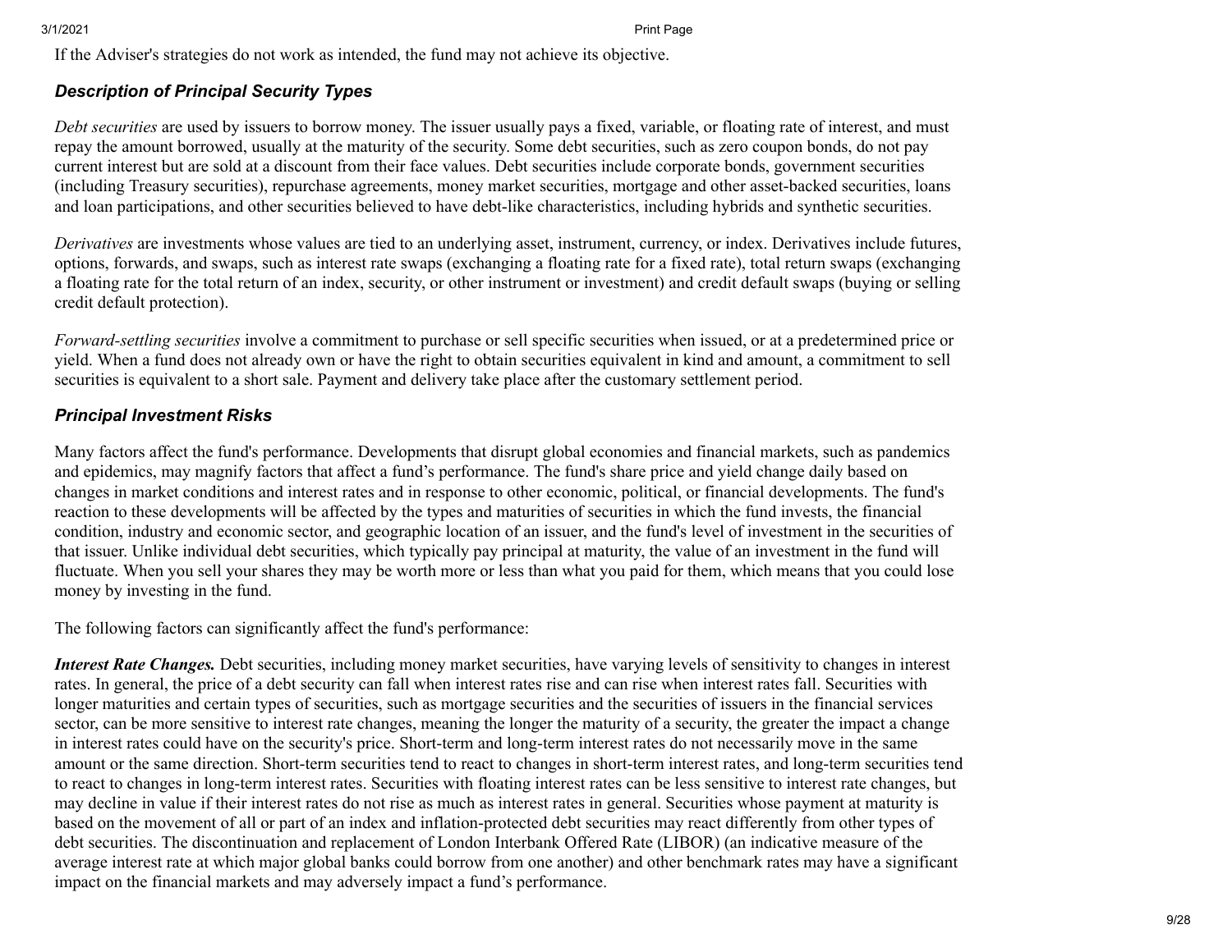If the Adviser's strategies do not work as intended, the fund may not achieve its objective.

### *Description of Principal Security Types*

*Debt securities* are used by issuers to borrow money. The issuer usually pays a fixed, variable, or floating rate of interest, and must repay the amount borrowed, usually at the maturity of the security. Some debt securities, such as zero coupon bonds, do not pay current interest but are sold at a discount from their face values. Debt securities include corporate bonds, government securities (including Treasury securities), repurchase agreements, money market securities, mortgage and other asset-backed securities, loans and loan participations, and other securities believed to have debt-like characteristics, including hybrids and synthetic securities.

*Derivatives* are investments whose values are tied to an underlying asset, instrument, currency, or index. Derivatives include futures, options, forwards, and swaps, such as interest rate swaps (exchanging a floating rate for a fixed rate), total return swaps (exchanging a floating rate for the total return of an index, security, or other instrument or investment) and credit default swaps (buying or selling credit default protection).

*Forward-settling securities* involve a commitment to purchase or sell specific securities when issued, or at a predetermined price or yield. When a fund does not already own or have the right to obtain securities equivalent in kind and amount, a commitment to sell securities is equivalent to a short sale. Payment and delivery take place after the customary settlement period.

### *Principal Investment Risks*

Many factors affect the fund's performance. Developments that disrupt global economies and financial markets, such as pandemics and epidemics, may magnify factors that affect a fund's performance. The fund's share price and yield change daily based on changes in market conditions and interest rates and in response to other economic, political, or financial developments. The fund's reaction to these developments will be affected by the types and maturities of securities in which the fund invests, the financial condition, industry and economic sector, and geographic location of an issuer, and the fund's level of investment in the securities of that issuer. Unlike individual debt securities, which typically pay principal at maturity, the value of an investment in the fund will fluctuate. When you sell your shares they may be worth more or less than what you paid for them, which means that you could lose money by investing in the fund.

The following factors can significantly affect the fund's performance:

***Interest Rate Changes.*** Debt securities, including money market securities, have varying levels of sensitivity to changes in interest rates. In general, the price of a debt security can fall when interest rates rise and can rise when interest rates fall. Securities with longer maturities and certain types of securities, such as mortgage securities and the securities of issuers in the financial services sector, can be more sensitive to interest rate changes, meaning the longer the maturity of a security, the greater the impact a change in interest rates could have on the security's price. Short-term and long-term interest rates do not necessarily move in the same amount or the same direction. Short-term securities tend to react to changes in short-term interest rates, and long-term securities tend to react to changes in long-term interest rates. Securities with floating interest rates can be less sensitive to interest rate changes, but may decline in value if their interest rates do not rise as much as interest rates in general. Securities whose payment at maturity is based on the movement of all or part of an index and inflation-protected debt securities may react differently from other types of debt securities. The discontinuation and replacement of London Interbank Offered Rate (LIBOR) (an indicative measure of the average interest rate at which major global banks could borrow from one another) and other benchmark rates may have a significant impact on the financial markets and may adversely impact a fund's performance.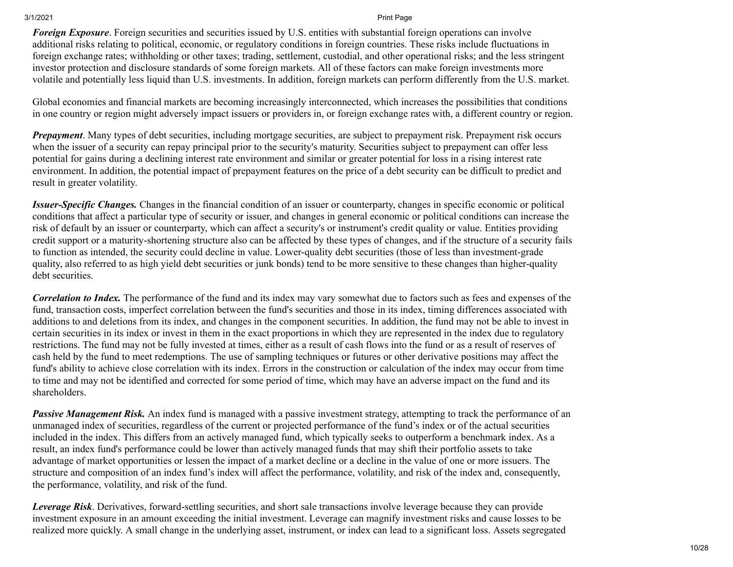***Foreign Exposure***. Foreign securities and securities issued by U.S. entities with substantial foreign operations can involve additional risks relating to political, economic, or regulatory conditions in foreign countries. These risks include fluctuations in foreign exchange rates; withholding or other taxes; trading, settlement, custodial, and other operational risks; and the less stringent investor protection and disclosure standards of some foreign markets. All of these factors can make foreign investments more volatile and potentially less liquid than U.S. investments. In addition, foreign markets can perform differently from the U.S. market.

Global economies and financial markets are becoming increasingly interconnected, which increases the possibilities that conditions in one country or region might adversely impact issuers or providers in, or foreign exchange rates with, a different country or region.

***Prepayment***. Many types of debt securities, including mortgage securities, are subject to prepayment risk. Prepayment risk occurs when the issuer of a security can repay principal prior to the security's maturity. Securities subject to prepayment can offer less potential for gains during a declining interest rate environment and similar or greater potential for loss in a rising interest rate environment. In addition, the potential impact of prepayment features on the price of a debt security can be difficult to predict and result in greater volatility.

***Issuer-Specific Changes.*** Changes in the financial condition of an issuer or counterparty, changes in specific economic or political conditions that affect a particular type of security or issuer, and changes in general economic or political conditions can increase the risk of default by an issuer or counterparty, which can affect a security's or instrument's credit quality or value. Entities providing credit support or a maturity-shortening structure also can be affected by these types of changes, and if the structure of a security fails to function as intended, the security could decline in value. Lower-quality debt securities (those of less than investment-grade quality, also referred to as high yield debt securities or junk bonds) tend to be more sensitive to these changes than higher-quality debt securities.

***Correlation to Index.*** The performance of the fund and its index may vary somewhat due to factors such as fees and expenses of the fund, transaction costs, imperfect correlation between the fund's securities and those in its index, timing differences associated with additions to and deletions from its index, and changes in the component securities. In addition, the fund may not be able to invest in certain securities in its index or invest in them in the exact proportions in which they are represented in the index due to regulatory restrictions. The fund may not be fully invested at times, either as a result of cash flows into the fund or as a result of reserves of cash held by the fund to meet redemptions. The use of sampling techniques or futures or other derivative positions may affect the fund's ability to achieve close correlation with its index. Errors in the construction or calculation of the index may occur from time to time and may not be identified and corrected for some period of time, which may have an adverse impact on the fund and its shareholders.

***Passive Management Risk.*** An index fund is managed with a passive investment strategy, attempting to track the performance of an unmanaged index of securities, regardless of the current or projected performance of the fund's index or of the actual securities included in the index. This differs from an actively managed fund, which typically seeks to outperform a benchmark index. As a result, an index fund's performance could be lower than actively managed funds that may shift their portfolio assets to take advantage of market opportunities or lessen the impact of a market decline or a decline in the value of one or more issuers. The structure and composition of an index fund's index will affect the performance, volatility, and risk of the index and, consequently, the performance, volatility, and risk of the fund.

***Leverage Risk***. Derivatives, forward-settling securities, and short sale transactions involve leverage because they can provide investment exposure in an amount exceeding the initial investment. Leverage can magnify investment risks and cause losses to be realized more quickly. A small change in the underlying asset, instrument, or index can lead to a significant loss. Assets segregated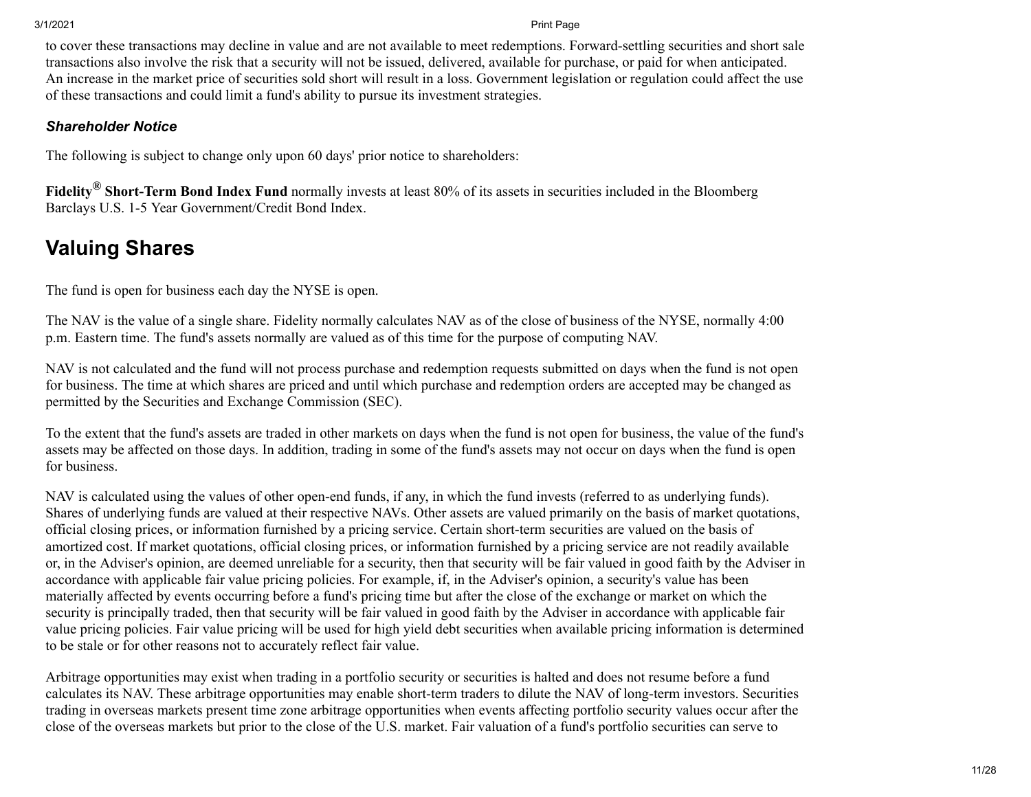to cover these transactions may decline in value and are not available to meet redemptions. Forward-settling securities and short sale transactions also involve the risk that a security will not be issued, delivered, available for purchase, or paid for when anticipated. An increase in the market price of securities sold short will result in a loss. Government legislation or regulation could affect the use of these transactions and could limit a fund's ability to pursue its investment strategies.

### *Shareholder Notice*

The following is subject to change only upon 60 days' prior notice to shareholders:

**Fidelity® Short-Term Bond Index Fund** normally invests at least 80% of its assets in securities included in the Bloomberg Barclays U.S. 1-5 Year Government/Credit Bond Index.

## Valuing Shares

The fund is open for business each day the NYSE is open.

The NAV is the value of a single share. Fidelity normally calculates NAV as of the close of business of the NYSE, normally 4:00 p.m. Eastern time. The fund's assets normally are valued as of this time for the purpose of computing NAV.

NAV is not calculated and the fund will not process purchase and redemption requests submitted on days when the fund is not open for business. The time at which shares are priced and until which purchase and redemption orders are accepted may be changed as permitted by the Securities and Exchange Commission (SEC).

To the extent that the fund's assets are traded in other markets on days when the fund is not open for business, the value of the fund's assets may be affected on those days. In addition, trading in some of the fund's assets may not occur on days when the fund is open for business.

NAV is calculated using the values of other open-end funds, if any, in which the fund invests (referred to as underlying funds). Shares of underlying funds are valued at their respective NAVs. Other assets are valued primarily on the basis of market quotations, official closing prices, or information furnished by a pricing service. Certain short-term securities are valued on the basis of amortized cost. If market quotations, official closing prices, or information furnished by a pricing service are not readily available or, in the Adviser's opinion, are deemed unreliable for a security, then that security will be fair valued in good faith by the Adviser in accordance with applicable fair value pricing policies. For example, if, in the Adviser's opinion, a security's value has been materially affected by events occurring before a fund's pricing time but after the close of the exchange or market on which the security is principally traded, then that security will be fair valued in good faith by the Adviser in accordance with applicable fair value pricing policies. Fair value pricing will be used for high yield debt securities when available pricing information is determined to be stale or for other reasons not to accurately reflect fair value.

Arbitrage opportunities may exist when trading in a portfolio security or securities is halted and does not resume before a fund calculates its NAV. These arbitrage opportunities may enable short-term traders to dilute the NAV of long-term investors. Securities trading in overseas markets present time zone arbitrage opportunities when events affecting portfolio security values occur after the close of the overseas markets but prior to the close of the U.S. market. Fair valuation of a fund's portfolio securities can serve to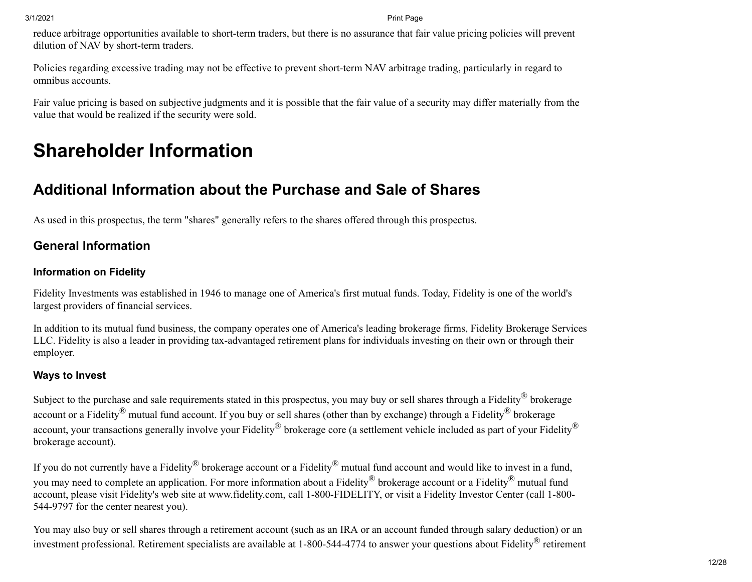reduce arbitrage opportunities available to short-term traders, but there is no assurance that fair value pricing policies will prevent dilution of NAV by short-term traders.

Policies regarding excessive trading may not be effective to prevent short-term NAV arbitrage trading, particularly in regard to omnibus accounts.

Fair value pricing is based on subjective judgments and it is possible that the fair value of a security may differ materially from the value that would be realized if the security were sold.

# Shareholder Information

## Additional Information about the Purchase and Sale of Shares

As used in this prospectus, the term "shares" generally refers to the shares offered through this prospectus.

### General Information

#### Information on Fidelity

Fidelity Investments was established in 1946 to manage one of America's first mutual funds. Today, Fidelity is one of the world's largest providers of financial services.

In addition to its mutual fund business, the company operates one of America's leading brokerage firms, Fidelity Brokerage Services LLC. Fidelity is also a leader in providing tax-advantaged retirement plans for individuals investing on their own or through their employer.

#### Ways to Invest

Subject to the purchase and sale requirements stated in this prospectus, you may buy or sell shares through a Fidelity® brokerage account or a Fidelity® mutual fund account. If you buy or sell shares (other than by exchange) through a Fidelity® brokerage account, your transactions generally involve your Fidelity® brokerage core (a settlement vehicle included as part of your Fidelity® brokerage account).

If you do not currently have a Fidelity® brokerage account or a Fidelity® mutual fund account and would like to invest in a fund, you may need to complete an application. For more information about a Fidelity® brokerage account or a Fidelity® mutual fund account, please visit Fidelity's web site at www.fidelity.com, call 1-800-FIDELITY, or visit a Fidelity Investor Center (call 1-800-544-9797 for the center nearest you).

You may also buy or sell shares through a retirement account (such as an IRA or an account funded through salary deduction) or an investment professional. Retirement specialists are available at 1-800-544-4774 to answer your questions about Fidelity® retirement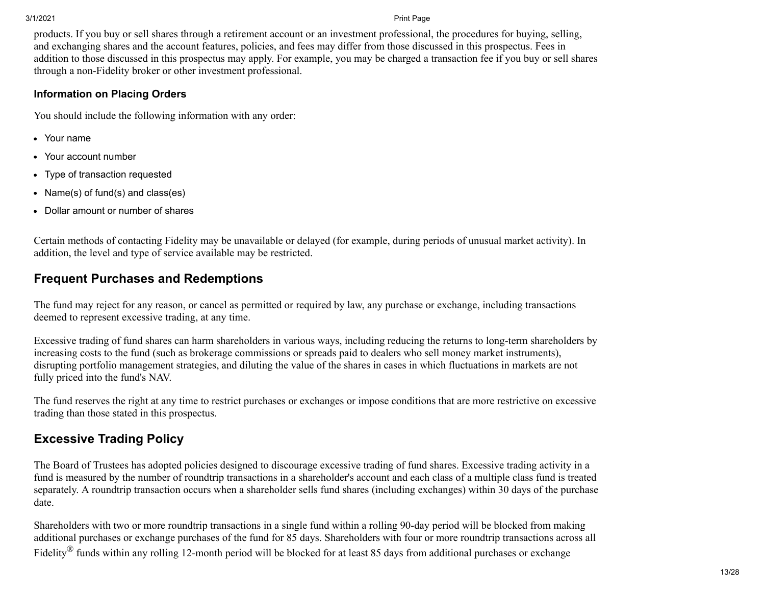products. If you buy or sell shares through a retirement account or an investment professional, the procedures for buying, selling, and exchanging shares and the account features, policies, and fees may differ from those discussed in this prospectus. Fees in addition to those discussed in this prospectus may apply. For example, you may be charged a transaction fee if you buy or sell shares through a non-Fidelity broker or other investment professional.

### Information on Placing Orders

You should include the following information with any order:

- Your name
- Your account number
- Type of transaction requested
- Name(s) of fund(s) and class(es)
- Dollar amount or number of shares

Certain methods of contacting Fidelity may be unavailable or delayed (for example, during periods of unusual market activity). In addition, the level and type of service available may be restricted.

## Frequent Purchases and Redemptions

The fund may reject for any reason, or cancel as permitted or required by law, any purchase or exchange, including transactions deemed to represent excessive trading, at any time.

Excessive trading of fund shares can harm shareholders in various ways, including reducing the returns to long-term shareholders by increasing costs to the fund (such as brokerage commissions or spreads paid to dealers who sell money market instruments), disrupting portfolio management strategies, and diluting the value of the shares in cases in which fluctuations in markets are not fully priced into the fund's NAV.

The fund reserves the right at any time to restrict purchases or exchanges or impose conditions that are more restrictive on excessive trading than those stated in this prospectus.

## Excessive Trading Policy

The Board of Trustees has adopted policies designed to discourage excessive trading of fund shares. Excessive trading activity in a fund is measured by the number of roundtrip transactions in a shareholder's account and each class of a multiple class fund is treated separately. A roundtrip transaction occurs when a shareholder sells fund shares (including exchanges) within 30 days of the purchase date.

Shareholders with two or more roundtrip transactions in a single fund within a rolling 90-day period will be blocked from making additional purchases or exchange purchases of the fund for 85 days. Shareholders with four or more roundtrip transactions across all Fidelity® funds within any rolling 12-month period will be blocked for at least 85 days from additional purchases or exchange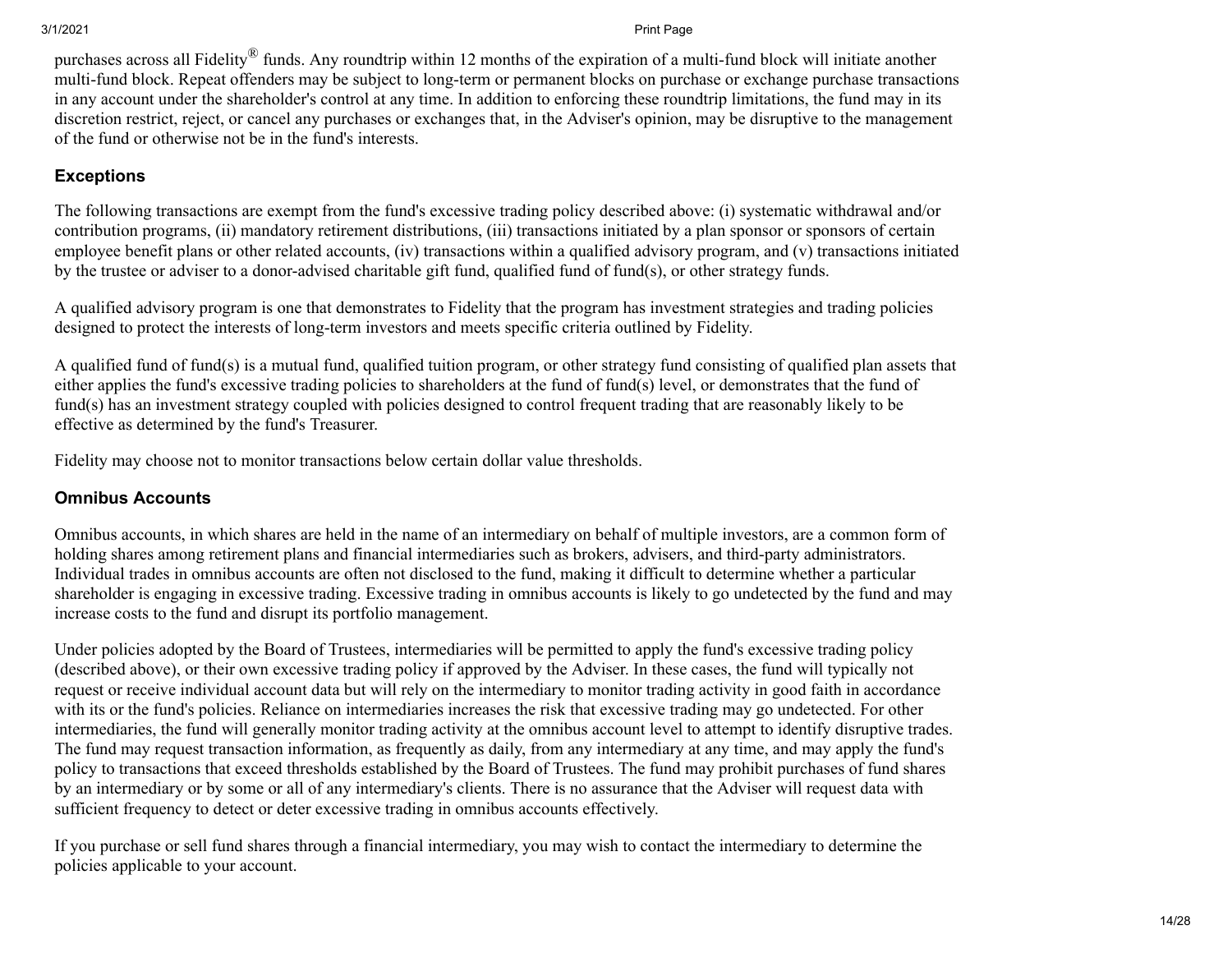purchases across all Fidelity® funds. Any roundtrip within 12 months of the expiration of a multi-fund block will initiate another multi-fund block. Repeat offenders may be subject to long-term or permanent blocks on purchase or exchange purchase transactions in any account under the shareholder's control at any time. In addition to enforcing these roundtrip limitations, the fund may in its discretion restrict, reject, or cancel any purchases or exchanges that, in the Adviser's opinion, may be disruptive to the management of the fund or otherwise not be in the fund's interests.

### Exceptions

The following transactions are exempt from the fund's excessive trading policy described above: (i) systematic withdrawal and/or contribution programs, (ii) mandatory retirement distributions, (iii) transactions initiated by a plan sponsor or sponsors of certain employee benefit plans or other related accounts, (iv) transactions within a qualified advisory program, and (v) transactions initiated by the trustee or adviser to a donor-advised charitable gift fund, qualified fund of fund(s), or other strategy funds.

A qualified advisory program is one that demonstrates to Fidelity that the program has investment strategies and trading policies designed to protect the interests of long-term investors and meets specific criteria outlined by Fidelity.

A qualified fund of fund(s) is a mutual fund, qualified tuition program, or other strategy fund consisting of qualified plan assets that either applies the fund's excessive trading policies to shareholders at the fund of fund(s) level, or demonstrates that the fund of fund(s) has an investment strategy coupled with policies designed to control frequent trading that are reasonably likely to be effective as determined by the fund's Treasurer.

Fidelity may choose not to monitor transactions below certain dollar value thresholds.

### Omnibus Accounts

Omnibus accounts, in which shares are held in the name of an intermediary on behalf of multiple investors, are a common form of holding shares among retirement plans and financial intermediaries such as brokers, advisers, and third-party administrators. Individual trades in omnibus accounts are often not disclosed to the fund, making it difficult to determine whether a particular shareholder is engaging in excessive trading. Excessive trading in omnibus accounts is likely to go undetected by the fund and may increase costs to the fund and disrupt its portfolio management.

Under policies adopted by the Board of Trustees, intermediaries will be permitted to apply the fund's excessive trading policy (described above), or their own excessive trading policy if approved by the Adviser. In these cases, the fund will typically not request or receive individual account data but will rely on the intermediary to monitor trading activity in good faith in accordance with its or the fund's policies. Reliance on intermediaries increases the risk that excessive trading may go undetected. For other intermediaries, the fund will generally monitor trading activity at the omnibus account level to attempt to identify disruptive trades. The fund may request transaction information, as frequently as daily, from any intermediary at any time, and may apply the fund's policy to transactions that exceed thresholds established by the Board of Trustees. The fund may prohibit purchases of fund shares by an intermediary or by some or all of any intermediary's clients. There is no assurance that the Adviser will request data with sufficient frequency to detect or deter excessive trading in omnibus accounts effectively.

If you purchase or sell fund shares through a financial intermediary, you may wish to contact the intermediary to determine the policies applicable to your account.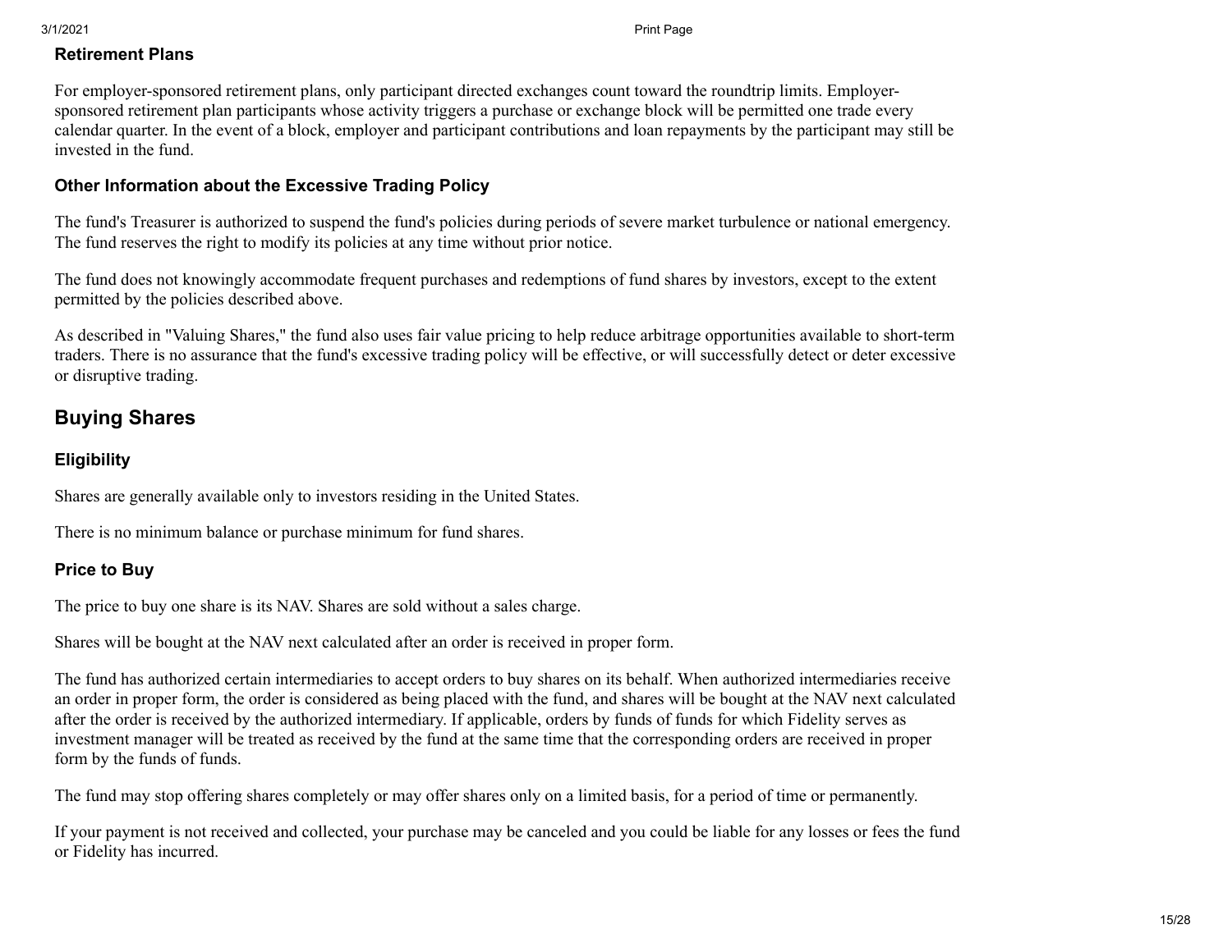### Retirement Plans

For employer-sponsored retirement plans, only participant directed exchanges count toward the roundtrip limits. Employer-sponsored retirement plan participants whose activity triggers a purchase or exchange block will be permitted one trade every calendar quarter. In the event of a block, employer and participant contributions and loan repayments by the participant may still be invested in the fund.

### Other Information about the Excessive Trading Policy

The fund's Treasurer is authorized to suspend the fund's policies during periods of severe market turbulence or national emergency. The fund reserves the right to modify its policies at any time without prior notice.

The fund does not knowingly accommodate frequent purchases and redemptions of fund shares by investors, except to the extent permitted by the policies described above.

As described in "Valuing Shares," the fund also uses fair value pricing to help reduce arbitrage opportunities available to short-term traders. There is no assurance that the fund's excessive trading policy will be effective, or will successfully detect or deter excessive or disruptive trading.

## Buying Shares

### Eligibility

Shares are generally available only to investors residing in the United States.

There is no minimum balance or purchase minimum for fund shares.

### Price to Buy

The price to buy one share is its NAV. Shares are sold without a sales charge.

Shares will be bought at the NAV next calculated after an order is received in proper form.

The fund has authorized certain intermediaries to accept orders to buy shares on its behalf. When authorized intermediaries receive an order in proper form, the order is considered as being placed with the fund, and shares will be bought at the NAV next calculated after the order is received by the authorized intermediary. If applicable, orders by funds of funds for which Fidelity serves as investment manager will be treated as received by the fund at the same time that the corresponding orders are received in proper form by the funds of funds.

The fund may stop offering shares completely or may offer shares only on a limited basis, for a period of time or permanently.

If your payment is not received and collected, your purchase may be canceled and you could be liable for any losses or fees the fund or Fidelity has incurred.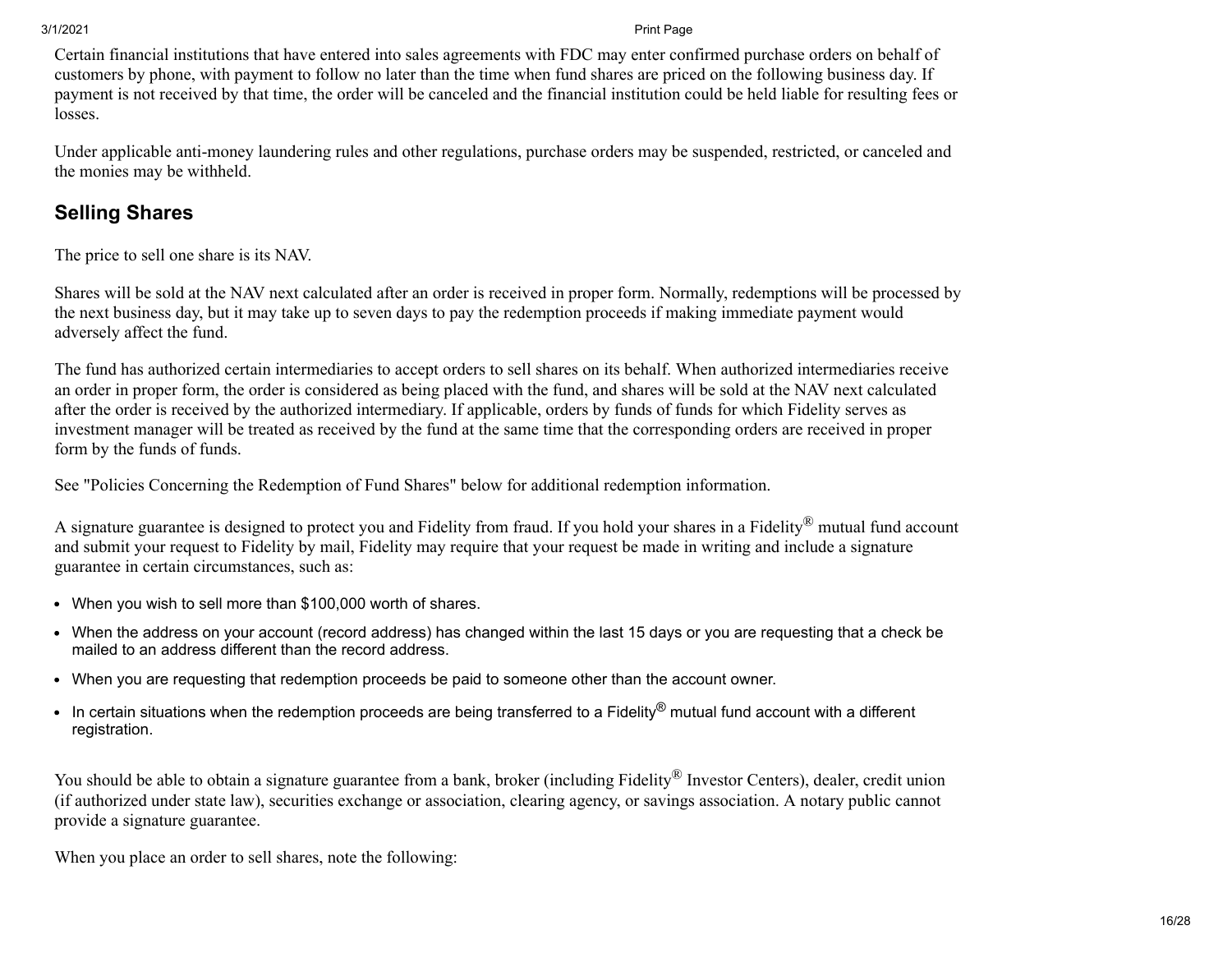Certain financial institutions that have entered into sales agreements with FDC may enter confirmed purchase orders on behalf of customers by phone, with payment to follow no later than the time when fund shares are priced on the following business day. If payment is not received by that time, the order will be canceled and the financial institution could be held liable for resulting fees or losses.

Under applicable anti-money laundering rules and other regulations, purchase orders may be suspended, restricted, or canceled and the monies may be withheld.

## Selling Shares

The price to sell one share is its NAV.

Shares will be sold at the NAV next calculated after an order is received in proper form. Normally, redemptions will be processed by the next business day, but it may take up to seven days to pay the redemption proceeds if making immediate payment would adversely affect the fund.

The fund has authorized certain intermediaries to accept orders to sell shares on its behalf. When authorized intermediaries receive an order in proper form, the order is considered as being placed with the fund, and shares will be sold at the NAV next calculated after the order is received by the authorized intermediary. If applicable, orders by funds of funds for which Fidelity serves as investment manager will be treated as received by the fund at the same time that the corresponding orders are received in proper form by the funds of funds.

See "Policies Concerning the Redemption of Fund Shares" below for additional redemption information.

A signature guarantee is designed to protect you and Fidelity from fraud. If you hold your shares in a Fidelity® mutual fund account and submit your request to Fidelity by mail, Fidelity may require that your request be made in writing and include a signature guarantee in certain circumstances, such as:

- When you wish to sell more than $100,000 worth of shares.
- When the address on your account (record address) has changed within the last 15 days or you are requesting that a check be mailed to an address different than the record address.
- When you are requesting that redemption proceeds be paid to someone other than the account owner.
- In certain situations when the redemption proceeds are being transferred to a Fidelity® mutual fund account with a different registration.

You should be able to obtain a signature guarantee from a bank, broker (including Fidelity® Investor Centers), dealer, credit union (if authorized under state law), securities exchange or association, clearing agency, or savings association. A notary public cannot provide a signature guarantee.

When you place an order to sell shares, note the following: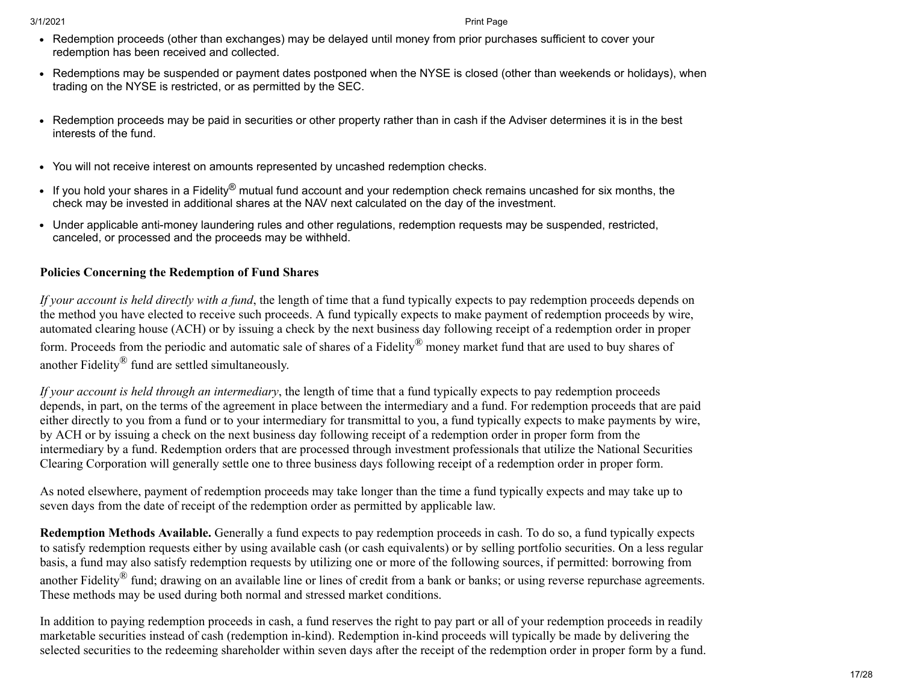- Redemption proceeds (other than exchanges) may be delayed until money from prior purchases sufficient to cover your redemption has been received and collected.
- Redemptions may be suspended or payment dates postponed when the NYSE is closed (other than weekends or holidays), when trading on the NYSE is restricted, or as permitted by the SEC.
- Redemption proceeds may be paid in securities or other property rather than in cash if the Adviser determines it is in the best interests of the fund.
- You will not receive interest on amounts represented by uncashed redemption checks.
- If you hold your shares in a Fidelity® mutual fund account and your redemption check remains uncashed for six months, the check may be invested in additional shares at the NAV next calculated on the day of the investment.
- Under applicable anti-money laundering rules and other regulations, redemption requests may be suspended, restricted, canceled, or processed and the proceeds may be withheld.

**Policies Concerning the Redemption of Fund Shares**

*If your account is held directly with a fund*, the length of time that a fund typically expects to pay redemption proceeds depends on the method you have elected to receive such proceeds. A fund typically expects to make payment of redemption proceeds by wire, automated clearing house (ACH) or by issuing a check by the next business day following receipt of a redemption order in proper form. Proceeds from the periodic and automatic sale of shares of a Fidelity® money market fund that are used to buy shares of another Fidelity® fund are settled simultaneously.

*If your account is held through an intermediary*, the length of time that a fund typically expects to pay redemption proceeds depends, in part, on the terms of the agreement in place between the intermediary and a fund. For redemption proceeds that are paid either directly to you from a fund or to your intermediary for transmittal to you, a fund typically expects to make payments by wire, by ACH or by issuing a check on the next business day following receipt of a redemption order in proper form from the intermediary by a fund. Redemption orders that are processed through investment professionals that utilize the National Securities Clearing Corporation will generally settle one to three business days following receipt of a redemption order in proper form.

As noted elsewhere, payment of redemption proceeds may take longer than the time a fund typically expects and may take up to seven days from the date of receipt of the redemption order as permitted by applicable law.

**Redemption Methods Available.** Generally a fund expects to pay redemption proceeds in cash. To do so, a fund typically expects to satisfy redemption requests either by using available cash (or cash equivalents) or by selling portfolio securities. On a less regular basis, a fund may also satisfy redemption requests by utilizing one or more of the following sources, if permitted: borrowing from another Fidelity® fund; drawing on an available line or lines of credit from a bank or banks; or using reverse repurchase agreements. These methods may be used during both normal and stressed market conditions.

In addition to paying redemption proceeds in cash, a fund reserves the right to pay part or all of your redemption proceeds in readily marketable securities instead of cash (redemption in-kind). Redemption in-kind proceeds will typically be made by delivering the selected securities to the redeeming shareholder within seven days after the receipt of the redemption order in proper form by a fund.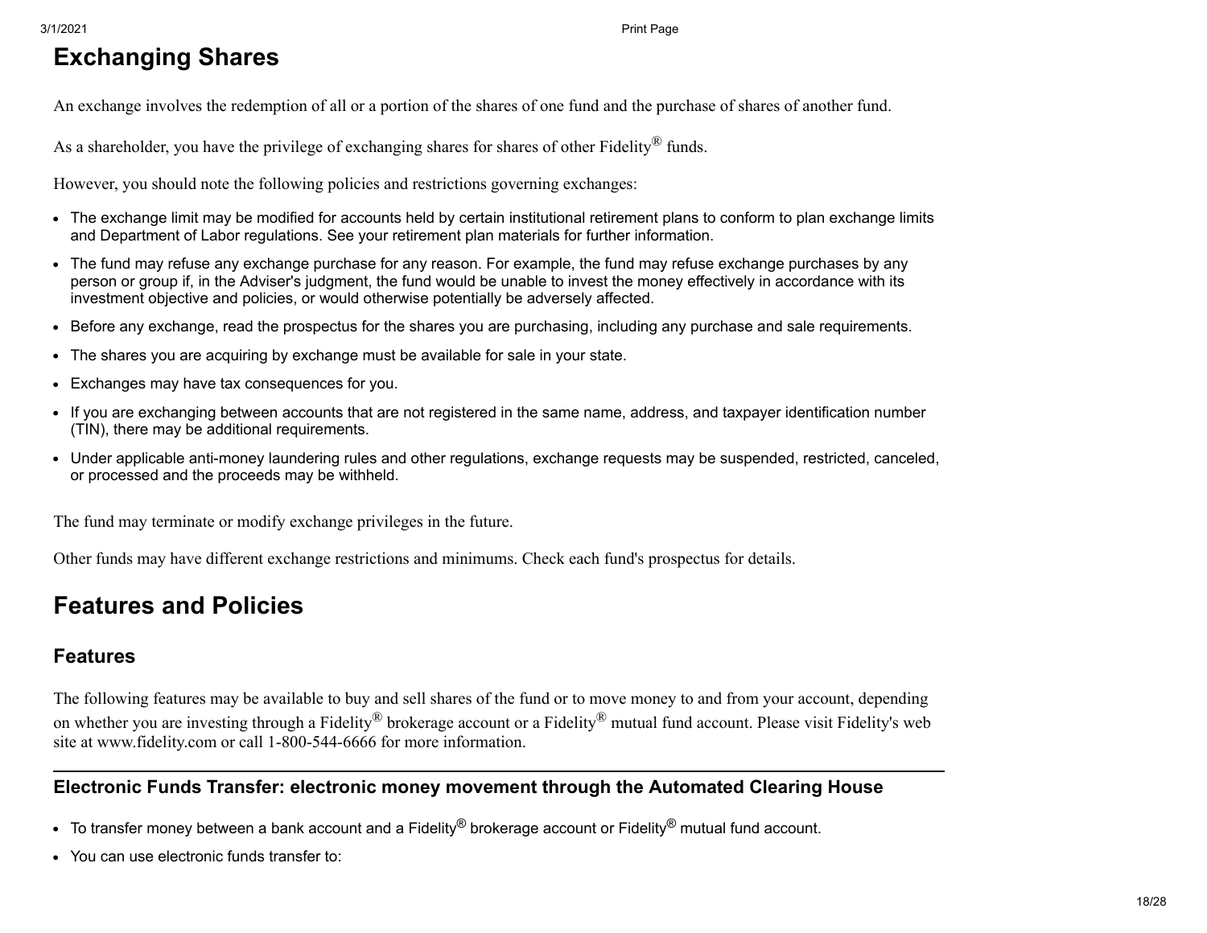## Exchanging Shares

An exchange involves the redemption of all or a portion of the shares of one fund and the purchase of shares of another fund.

As a shareholder, you have the privilege of exchanging shares for shares of other Fidelity® funds.

However, you should note the following policies and restrictions governing exchanges:

- The exchange limit may be modified for accounts held by certain institutional retirement plans to conform to plan exchange limits and Department of Labor regulations. See your retirement plan materials for further information.
- The fund may refuse any exchange purchase for any reason. For example, the fund may refuse exchange purchases by any person or group if, in the Adviser's judgment, the fund would be unable to invest the money effectively in accordance with its investment objective and policies, or would otherwise potentially be adversely affected.
- Before any exchange, read the prospectus for the shares you are purchasing, including any purchase and sale requirements.
- The shares you are acquiring by exchange must be available for sale in your state.
- Exchanges may have tax consequences for you.
- If you are exchanging between accounts that are not registered in the same name, address, and taxpayer identification number (TIN), there may be additional requirements.
- Under applicable anti-money laundering rules and other regulations, exchange requests may be suspended, restricted, canceled, or processed and the proceeds may be withheld.

The fund may terminate or modify exchange privileges in the future.

Other funds may have different exchange restrictions and minimums. Check each fund's prospectus for details.

## Features and Policies

### Features

The following features may be available to buy and sell shares of the fund or to move money to and from your account, depending on whether you are investing through a Fidelity® brokerage account or a Fidelity® mutual fund account. Please visit Fidelity's web site at www.fidelity.com or call 1-800-544-6666 for more information.

#### Electronic Funds Transfer: electronic money movement through the Automated Clearing House

- To transfer money between a bank account and a Fidelity® brokerage account or Fidelity® mutual fund account.
- You can use electronic funds transfer to: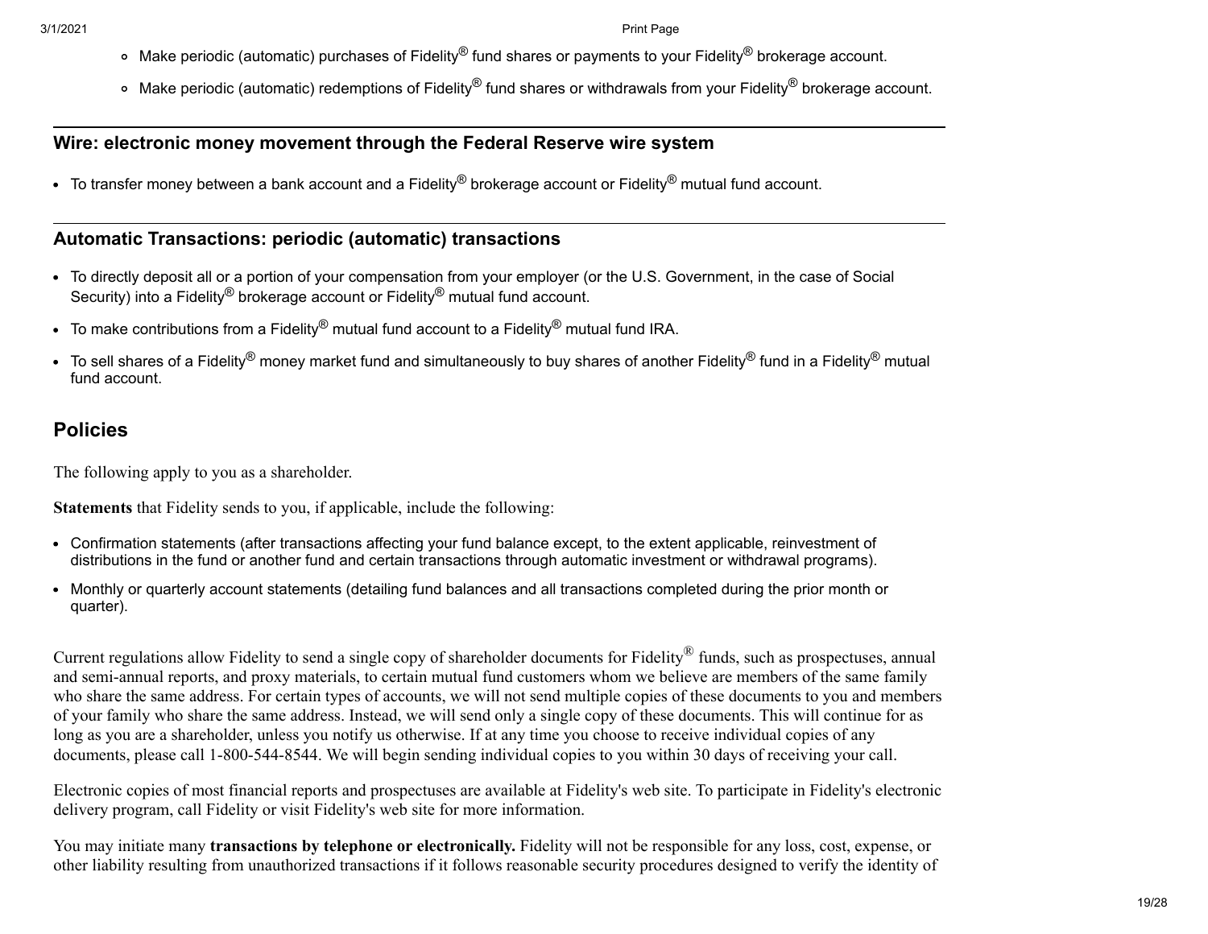- Make periodic (automatic) purchases of Fidelity® fund shares or payments to your Fidelity® brokerage account.
- Make periodic (automatic) redemptions of Fidelity® fund shares or withdrawals from your Fidelity® brokerage account.

---

### Wire: electronic money movement through the Federal Reserve wire system

- To transfer money between a bank account and a Fidelity® brokerage account or Fidelity® mutual fund account.

---

### Automatic Transactions: periodic (automatic) transactions

- To directly deposit all or a portion of your compensation from your employer (or the U.S. Government, in the case of Social Security) into a Fidelity® brokerage account or Fidelity® mutual fund account.
- To make contributions from a Fidelity® mutual fund account to a Fidelity® mutual fund IRA.
- To sell shares of a Fidelity® money market fund and simultaneously to buy shares of another Fidelity® fund in a Fidelity® mutual fund account.

## Policies

The following apply to you as a shareholder.

**Statements** that Fidelity sends to you, if applicable, include the following:

- Confirmation statements (after transactions affecting your fund balance except, to the extent applicable, reinvestment of distributions in the fund or another fund and certain transactions through automatic investment or withdrawal programs).
- Monthly or quarterly account statements (detailing fund balances and all transactions completed during the prior month or quarter).

Current regulations allow Fidelity to send a single copy of shareholder documents for Fidelity® funds, such as prospectuses, annual and semi-annual reports, and proxy materials, to certain mutual fund customers whom we believe are members of the same family who share the same address. For certain types of accounts, we will not send multiple copies of these documents to you and members of your family who share the same address. Instead, we will send only a single copy of these documents. This will continue for as long as you are a shareholder, unless you notify us otherwise. If at any time you choose to receive individual copies of any documents, please call 1-800-544-8544. We will begin sending individual copies to you within 30 days of receiving your call.

Electronic copies of most financial reports and prospectuses are available at Fidelity's web site. To participate in Fidelity's electronic delivery program, call Fidelity or visit Fidelity's web site for more information.

You may initiate many **transactions by telephone or electronically.** Fidelity will not be responsible for any loss, cost, expense, or other liability resulting from unauthorized transactions if it follows reasonable security procedures designed to verify the identity of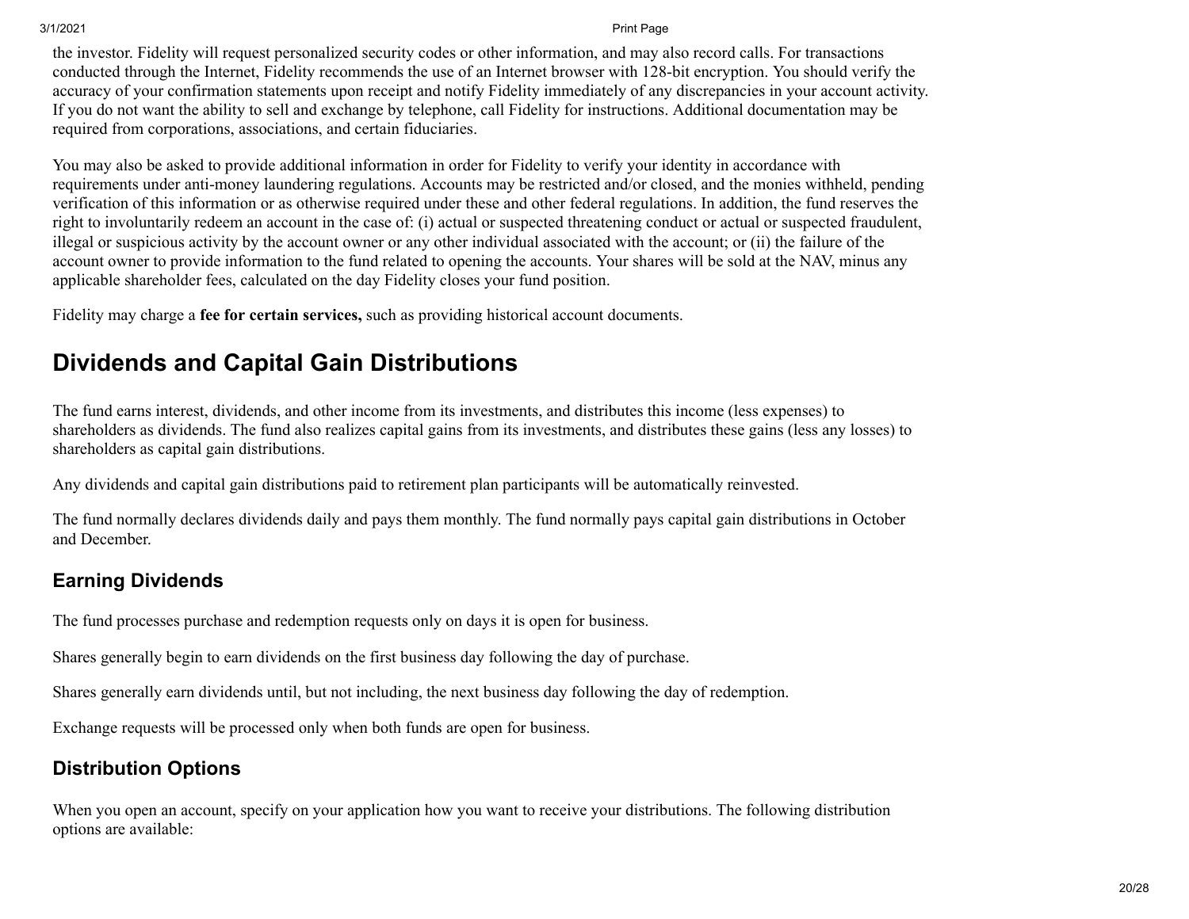the investor. Fidelity will request personalized security codes or other information, and may also record calls. For transactions conducted through the Internet, Fidelity recommends the use of an Internet browser with 128-bit encryption. You should verify the accuracy of your confirmation statements upon receipt and notify Fidelity immediately of any discrepancies in your account activity. If you do not want the ability to sell and exchange by telephone, call Fidelity for instructions. Additional documentation may be required from corporations, associations, and certain fiduciaries.

You may also be asked to provide additional information in order for Fidelity to verify your identity in accordance with requirements under anti-money laundering regulations. Accounts may be restricted and/or closed, and the monies withheld, pending verification of this information or as otherwise required under these and other federal regulations. In addition, the fund reserves the right to involuntarily redeem an account in the case of: (i) actual or suspected threatening conduct or actual or suspected fraudulent, illegal or suspicious activity by the account owner or any other individual associated with the account; or (ii) the failure of the account owner to provide information to the fund related to opening the accounts. Your shares will be sold at the NAV, minus any applicable shareholder fees, calculated on the day Fidelity closes your fund position.

Fidelity may charge a **fee for certain services,** such as providing historical account documents.

# Dividends and Capital Gain Distributions

The fund earns interest, dividends, and other income from its investments, and distributes this income (less expenses) to shareholders as dividends. The fund also realizes capital gains from its investments, and distributes these gains (less any losses) to shareholders as capital gain distributions.

Any dividends and capital gain distributions paid to retirement plan participants will be automatically reinvested.

The fund normally declares dividends daily and pays them monthly. The fund normally pays capital gain distributions in October and December.

## Earning Dividends

The fund processes purchase and redemption requests only on days it is open for business.

Shares generally begin to earn dividends on the first business day following the day of purchase.

Shares generally earn dividends until, but not including, the next business day following the day of redemption.

Exchange requests will be processed only when both funds are open for business.

## Distribution Options

When you open an account, specify on your application how you want to receive your distributions. The following distribution options are available: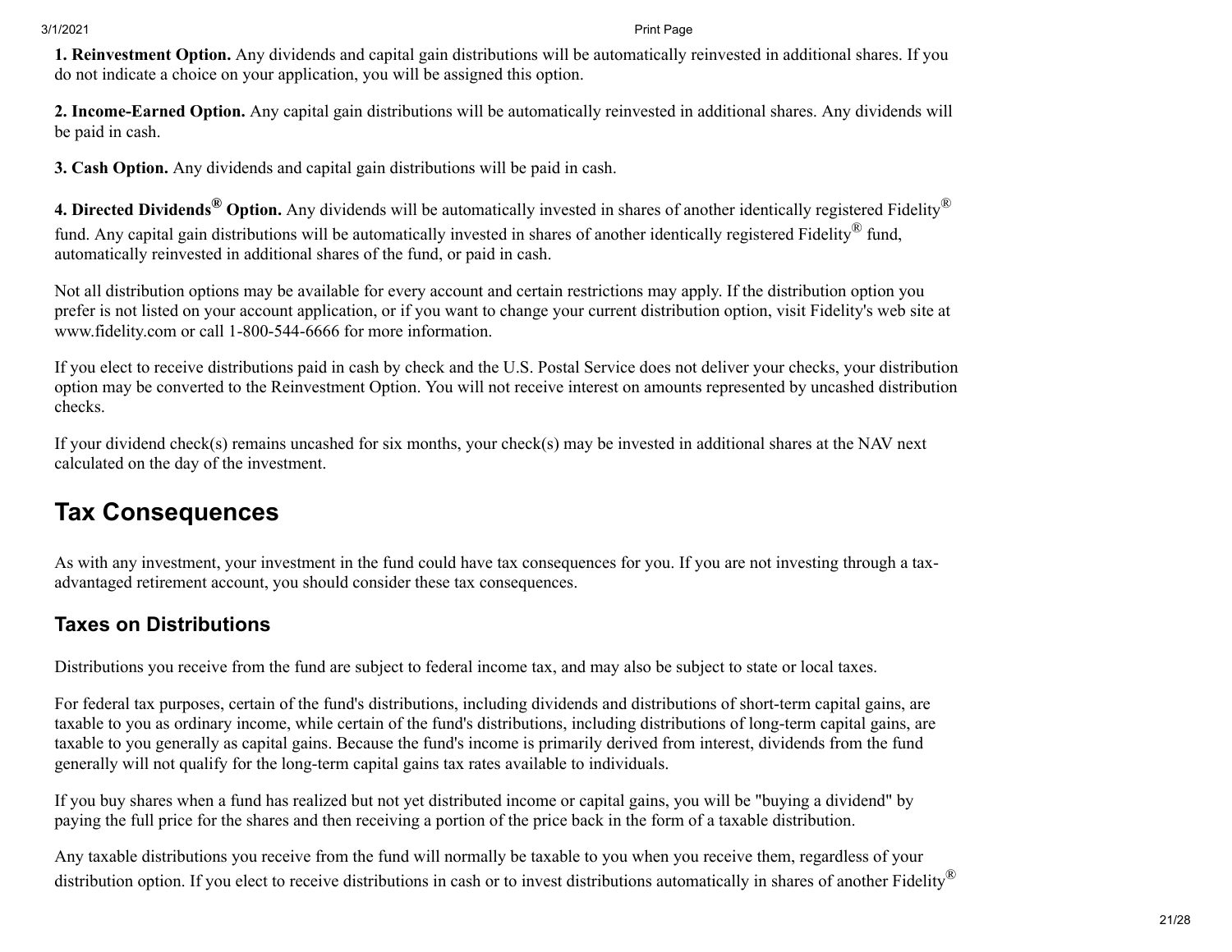**1. Reinvestment Option.** Any dividends and capital gain distributions will be automatically reinvested in additional shares. If you do not indicate a choice on your application, you will be assigned this option.

**2. Income-Earned Option.** Any capital gain distributions will be automatically reinvested in additional shares. Any dividends will be paid in cash.

**3. Cash Option.** Any dividends and capital gain distributions will be paid in cash.

**4. Directed Dividends® Option.** Any dividends will be automatically invested in shares of another identically registered Fidelity® fund. Any capital gain distributions will be automatically invested in shares of another identically registered Fidelity® fund, automatically reinvested in additional shares of the fund, or paid in cash.

Not all distribution options may be available for every account and certain restrictions may apply. If the distribution option you prefer is not listed on your account application, or if you want to change your current distribution option, visit Fidelity's web site at www.fidelity.com or call 1-800-544-6666 for more information.

If you elect to receive distributions paid in cash by check and the U.S. Postal Service does not deliver your checks, your distribution option may be converted to the Reinvestment Option. You will not receive interest on amounts represented by uncashed distribution checks.

If your dividend check(s) remains uncashed for six months, your check(s) may be invested in additional shares at the NAV next calculated on the day of the investment.

## Tax Consequences

As with any investment, your investment in the fund could have tax consequences for you. If you are not investing through a tax-advantaged retirement account, you should consider these tax consequences.

### Taxes on Distributions

Distributions you receive from the fund are subject to federal income tax, and may also be subject to state or local taxes.

For federal tax purposes, certain of the fund's distributions, including dividends and distributions of short-term capital gains, are taxable to you as ordinary income, while certain of the fund's distributions, including distributions of long-term capital gains, are taxable to you generally as capital gains. Because the fund's income is primarily derived from interest, dividends from the fund generally will not qualify for the long-term capital gains tax rates available to individuals.

If you buy shares when a fund has realized but not yet distributed income or capital gains, you will be "buying a dividend" by paying the full price for the shares and then receiving a portion of the price back in the form of a taxable distribution.

Any taxable distributions you receive from the fund will normally be taxable to you when you receive them, regardless of your distribution option. If you elect to receive distributions in cash or to invest distributions automatically in shares of another Fidelity®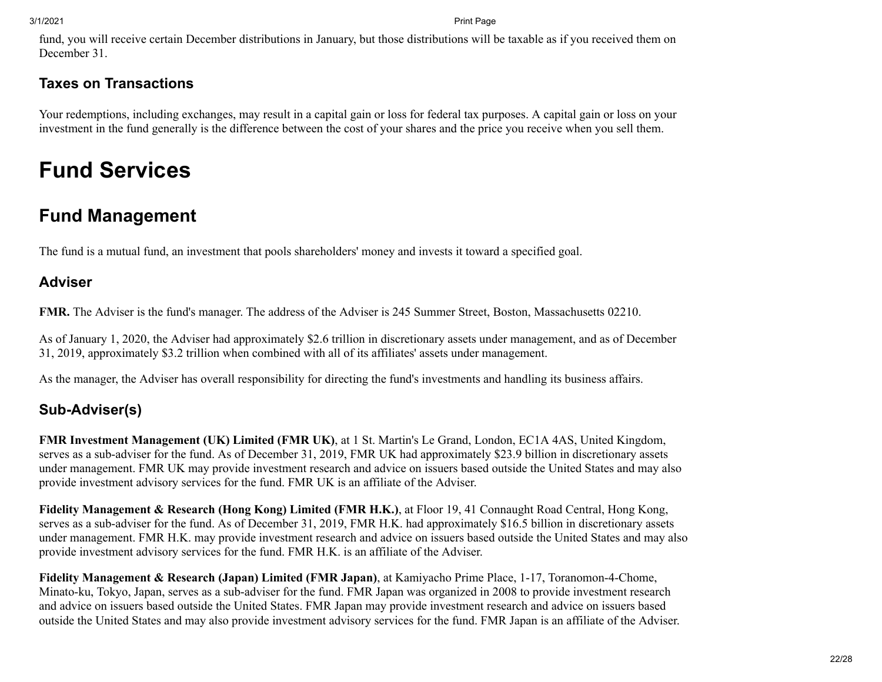fund, you will receive certain December distributions in January, but those distributions will be taxable as if you received them on December 31.

### Taxes on Transactions

Your redemptions, including exchanges, may result in a capital gain or loss for federal tax purposes. A capital gain or loss on your investment in the fund generally is the difference between the cost of your shares and the price you receive when you sell them.

# Fund Services

## Fund Management

The fund is a mutual fund, an investment that pools shareholders' money and invests it toward a specified goal.

### Adviser

**FMR.** The Adviser is the fund's manager. The address of the Adviser is 245 Summer Street, Boston, Massachusetts 02210.

As of January 1, 2020, the Adviser had approximately $2.6 trillion in discretionary assets under management, and as of December 31, 2019, approximately $3.2 trillion when combined with all of its affiliates' assets under management.

As the manager, the Adviser has overall responsibility for directing the fund's investments and handling its business affairs.

### Sub-Adviser(s)

**FMR Investment Management (UK) Limited (FMR UK)**, at 1 St. Martin's Le Grand, London, EC1A 4AS, United Kingdom, serves as a sub-adviser for the fund. As of December 31, 2019, FMR UK had approximately $23.9 billion in discretionary assets under management. FMR UK may provide investment research and advice on issuers based outside the United States and may also provide investment advisory services for the fund. FMR UK is an affiliate of the Adviser.

**Fidelity Management & Research (Hong Kong) Limited (FMR H.K.)**, at Floor 19, 41 Connaught Road Central, Hong Kong, serves as a sub-adviser for the fund. As of December 31, 2019, FMR H.K. had approximately $16.5 billion in discretionary assets under management. FMR H.K. may provide investment research and advice on issuers based outside the United States and may also provide investment advisory services for the fund. FMR H.K. is an affiliate of the Adviser.

**Fidelity Management & Research (Japan) Limited (FMR Japan)**, at Kamiyacho Prime Place, 1-17, Toranomon-4-Chome, Minato-ku, Tokyo, Japan, serves as a sub-adviser for the fund. FMR Japan was organized in 2008 to provide investment research and advice on issuers based outside the United States. FMR Japan may provide investment research and advice on issuers based outside the United States and may also provide investment advisory services for the fund. FMR Japan is an affiliate of the Adviser.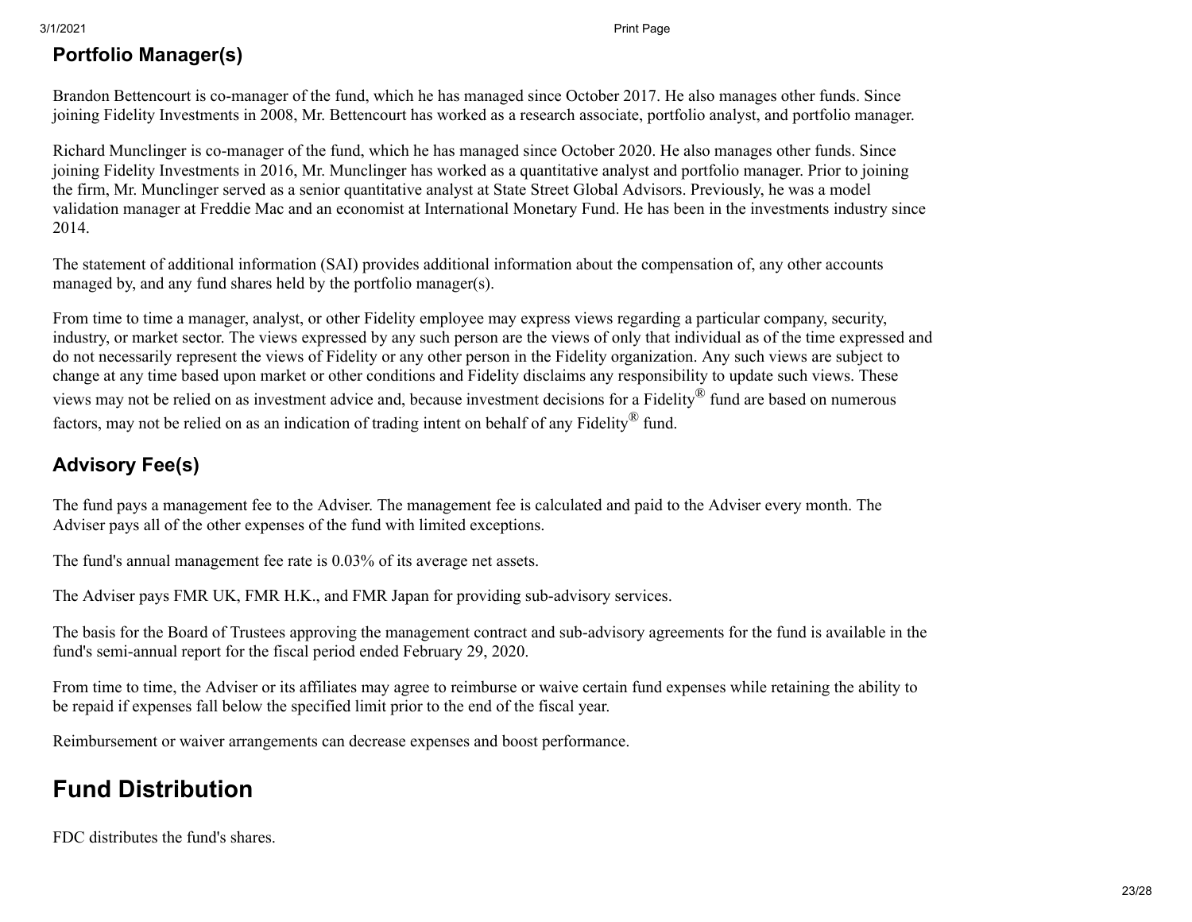### Portfolio Manager(s)

Brandon Bettencourt is co-manager of the fund, which he has managed since October 2017. He also manages other funds. Since joining Fidelity Investments in 2008, Mr. Bettencourt has worked as a research associate, portfolio analyst, and portfolio manager.

Richard Munclinger is co-manager of the fund, which he has managed since October 2020. He also manages other funds. Since joining Fidelity Investments in 2016, Mr. Munclinger has worked as a quantitative analyst and portfolio manager. Prior to joining the firm, Mr. Munclinger served as a senior quantitative analyst at State Street Global Advisors. Previously, he was a model validation manager at Freddie Mac and an economist at International Monetary Fund. He has been in the investments industry since 2014.

The statement of additional information (SAI) provides additional information about the compensation of, any other accounts managed by, and any fund shares held by the portfolio manager(s).

From time to time a manager, analyst, or other Fidelity employee may express views regarding a particular company, security, industry, or market sector. The views expressed by any such person are the views of only that individual as of the time expressed and do not necessarily represent the views of Fidelity or any other person in the Fidelity organization. Any such views are subject to change at any time based upon market or other conditions and Fidelity disclaims any responsibility to update such views. These views may not be relied on as investment advice and, because investment decisions for a Fidelity® fund are based on numerous factors, may not be relied on as an indication of trading intent on behalf of any Fidelity® fund.

### Advisory Fee(s)

The fund pays a management fee to the Adviser. The management fee is calculated and paid to the Adviser every month. The Adviser pays all of the other expenses of the fund with limited exceptions.

The fund's annual management fee rate is 0.03% of its average net assets.

The Adviser pays FMR UK, FMR H.K., and FMR Japan for providing sub-advisory services.

The basis for the Board of Trustees approving the management contract and sub-advisory agreements for the fund is available in the fund's semi-annual report for the fiscal period ended February 29, 2020.

From time to time, the Adviser or its affiliates may agree to reimburse or waive certain fund expenses while retaining the ability to be repaid if expenses fall below the specified limit prior to the end of the fiscal year.

Reimbursement or waiver arrangements can decrease expenses and boost performance.

## Fund Distribution

FDC distributes the fund's shares.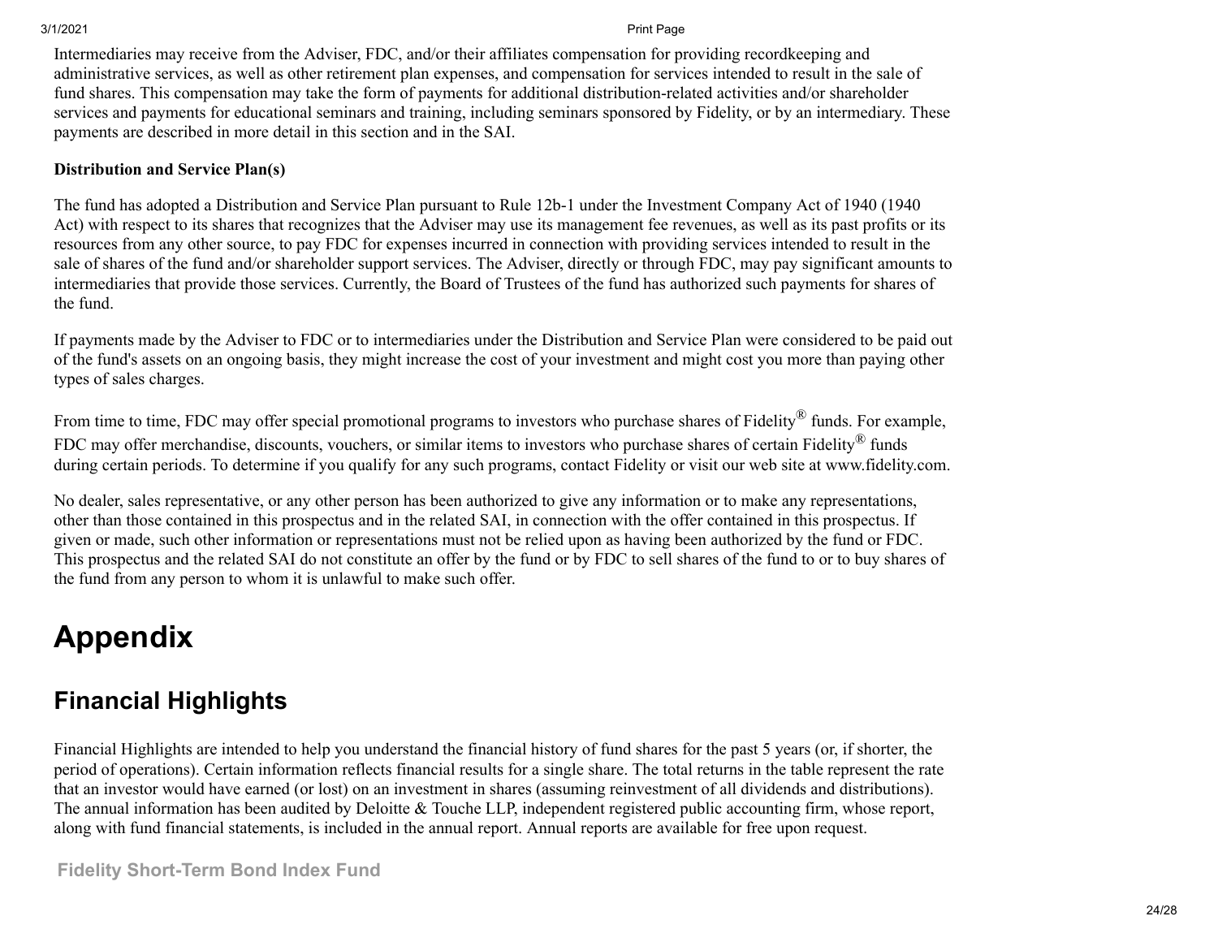Intermediaries may receive from the Adviser, FDC, and/or their affiliates compensation for providing recordkeeping and administrative services, as well as other retirement plan expenses, and compensation for services intended to result in the sale of fund shares. This compensation may take the form of payments for additional distribution-related activities and/or shareholder services and payments for educational seminars and training, including seminars sponsored by Fidelity, or by an intermediary. These payments are described in more detail in this section and in the SAI.

**Distribution and Service Plan(s)**

The fund has adopted a Distribution and Service Plan pursuant to Rule 12b-1 under the Investment Company Act of 1940 (1940 Act) with respect to its shares that recognizes that the Adviser may use its management fee revenues, as well as its past profits or its resources from any other source, to pay FDC for expenses incurred in connection with providing services intended to result in the sale of shares of the fund and/or shareholder support services. The Adviser, directly or through FDC, may pay significant amounts to intermediaries that provide those services. Currently, the Board of Trustees of the fund has authorized such payments for shares of the fund.

If payments made by the Adviser to FDC or to intermediaries under the Distribution and Service Plan were considered to be paid out of the fund's assets on an ongoing basis, they might increase the cost of your investment and might cost you more than paying other types of sales charges.

From time to time, FDC may offer special promotional programs to investors who purchase shares of Fidelity® funds. For example, FDC may offer merchandise, discounts, vouchers, or similar items to investors who purchase shares of certain Fidelity® funds during certain periods. To determine if you qualify for any such programs, contact Fidelity or visit our web site at www.fidelity.com.

No dealer, sales representative, or any other person has been authorized to give any information or to make any representations, other than those contained in this prospectus and in the related SAI, in connection with the offer contained in this prospectus. If given or made, such other information or representations must not be relied upon as having been authorized by the fund or FDC. This prospectus and the related SAI do not constitute an offer by the fund or by FDC to sell shares of the fund to or to buy shares of the fund from any person to whom it is unlawful to make such offer.

# Appendix

## Financial Highlights

Financial Highlights are intended to help you understand the financial history of fund shares for the past 5 years (or, if shorter, the period of operations). Certain information reflects financial results for a single share. The total returns in the table represent the rate that an investor would have earned (or lost) on an investment in shares (assuming reinvestment of all dividends and distributions). The annual information has been audited by Deloitte & Touche LLP, independent registered public accounting firm, whose report, along with fund financial statements, is included in the annual report. Annual reports are available for free upon request.

### Fidelity Short-Term Bond Index Fund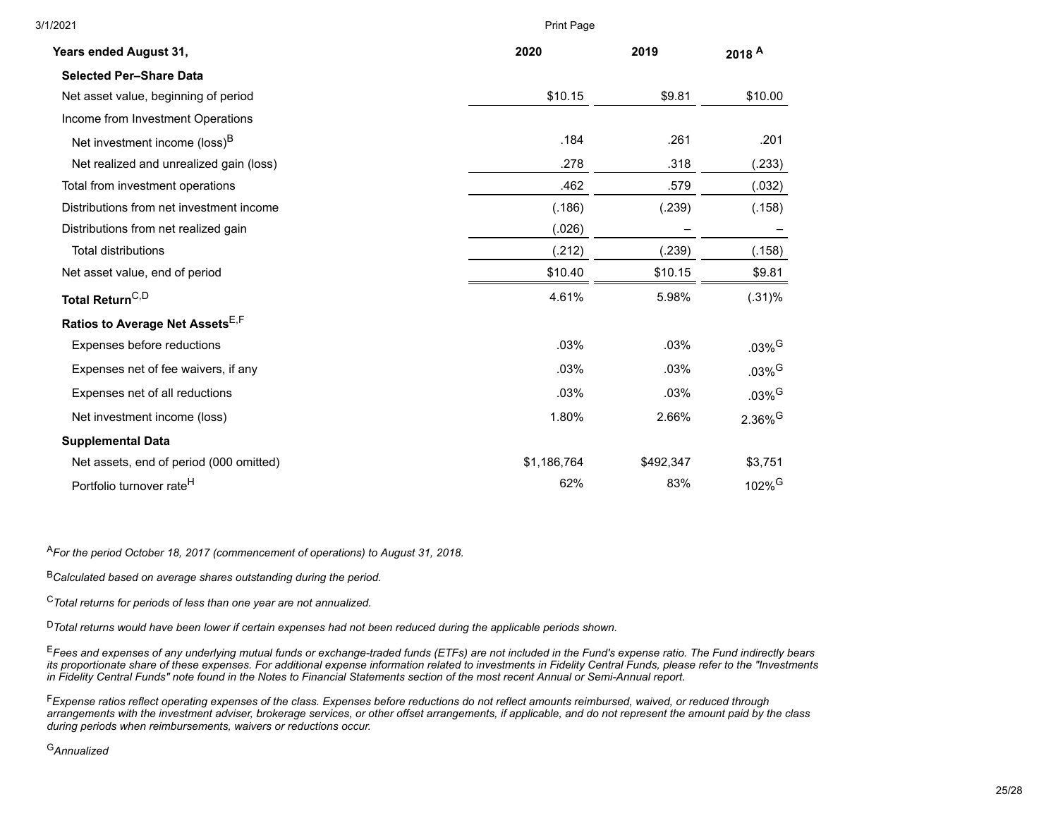| Years ended August 31, | 2020 | 2019 | 2018 [A] |
|---|---|---|---|
| **Selected Per–Share Data** | | | |
| Net asset value, beginning of period | $10.15 | $9.81 | $10.00 |
| Income from Investment Operations | | | |
| Net investment income (loss)[B] | .184 | .261 | .201 |
| Net realized and unrealized gain (loss) | .278 | .318 | (.233) |
| Total from investment operations | .462 | .579 | (.032) |
| Distributions from net investment income | (.186) | (.239) | (.158) |
| Distributions from net realized gain | (.026) | – | – |
| Total distributions | (.212) | (.239) | (.158) |
| Net asset value, end of period | $10.40 | $10.15 | $9.81 |
| **Total Return**[C,D] | 4.61% | 5.98% | (.31)% |
| **Ratios to Average Net Assets**[E,F] | | | |
| Expenses before reductions | .03% | .03% | .03%[G] |
| Expenses net of fee waivers, if any | .03% | .03% | .03%[G] |
| Expenses net of all reductions | .03% | .03% | .03%[G] |
| Net investment income (loss) | 1.80% | 2.66% | 2.36%[G] |
| **Supplemental Data** | | | |
| Net assets, end of period (000 omitted) | $1,186,764 | $492,347 | $3,751 |
| Portfolio turnover rate[H] | 62% | 83% | 102%[G] |

[A] *For the period October 18, 2017 (commencement of operations) to August 31, 2018.*

[B] *Calculated based on average shares outstanding during the period.*

[C] *Total returns for periods of less than one year are not annualized.*

[D] *Total returns would have been lower if certain expenses had not been reduced during the applicable periods shown.*

[E] *Fees and expenses of any underlying mutual funds or exchange-traded funds (ETFs) are not included in the Fund's expense ratio. The Fund indirectly bears its proportionate share of these expenses. For additional expense information related to investments in Fidelity Central Funds, please refer to the "Investments in Fidelity Central Funds" note found in the Notes to Financial Statements section of the most recent Annual or Semi-Annual report.*

[F] *Expense ratios reflect operating expenses of the class. Expenses before reductions do not reflect amounts reimbursed, waived, or reduced through arrangements with the investment adviser, brokerage services, or other offset arrangements, if applicable, and do not represent the amount paid by the class during periods when reimbursements, waivers or reductions occur.*

[G] *Annualized*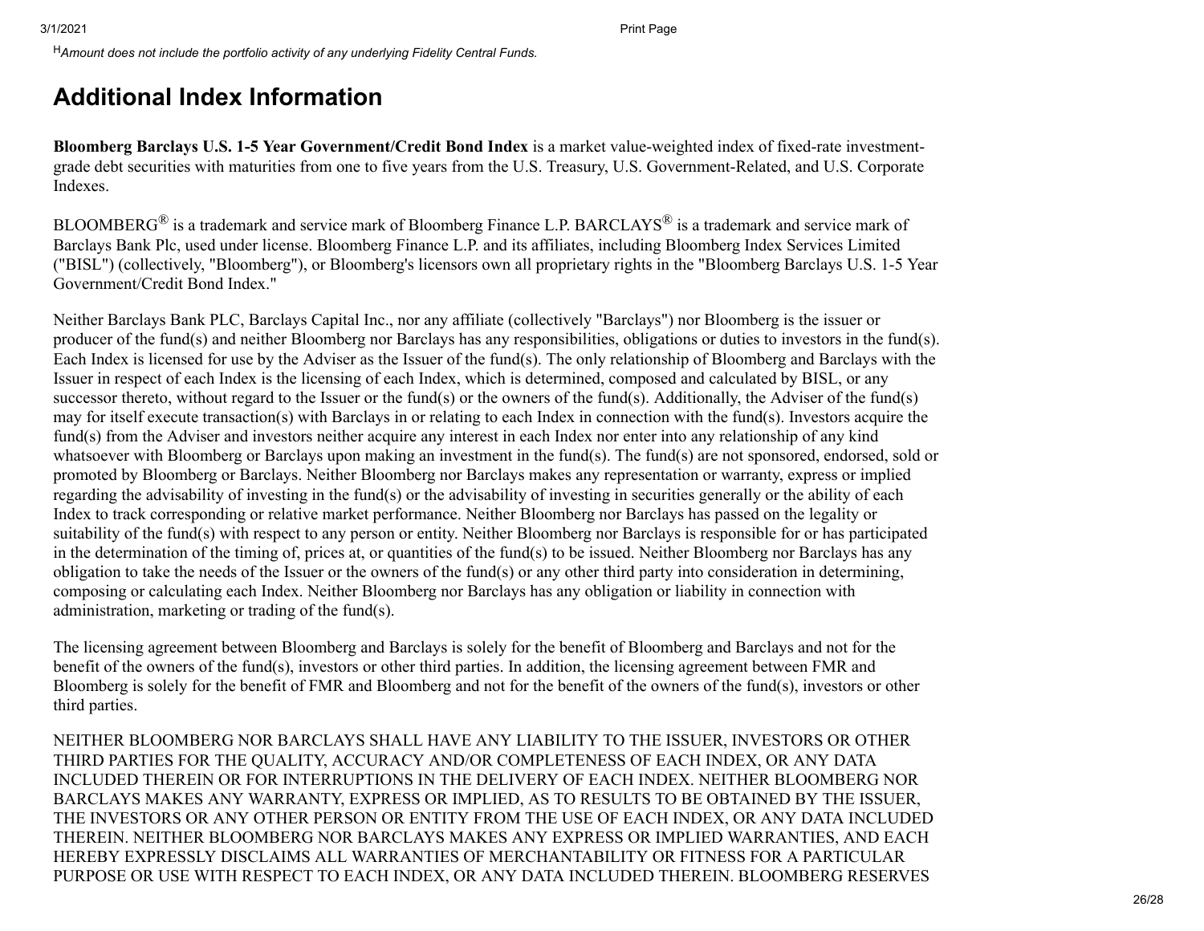[H] *Amount does not include the portfolio activity of any underlying Fidelity Central Funds.*

# Additional Index Information

**Bloomberg Barclays U.S. 1-5 Year Government/Credit Bond Index** is a market value-weighted index of fixed-rate investment-grade debt securities with maturities from one to five years from the U.S. Treasury, U.S. Government-Related, and U.S. Corporate Indexes.

BLOOMBERG® is a trademark and service mark of Bloomberg Finance L.P. BARCLAYS® is a trademark and service mark of Barclays Bank Plc, used under license. Bloomberg Finance L.P. and its affiliates, including Bloomberg Index Services Limited ("BISL") (collectively, "Bloomberg"), or Bloomberg's licensors own all proprietary rights in the "Bloomberg Barclays U.S. 1-5 Year Government/Credit Bond Index."

Neither Barclays Bank PLC, Barclays Capital Inc., nor any affiliate (collectively "Barclays") nor Bloomberg is the issuer or producer of the fund(s) and neither Bloomberg nor Barclays has any responsibilities, obligations or duties to investors in the fund(s). Each Index is licensed for use by the Adviser as the Issuer of the fund(s). The only relationship of Bloomberg and Barclays with the Issuer in respect of each Index is the licensing of each Index, which is determined, composed and calculated by BISL, or any successor thereto, without regard to the Issuer or the fund(s) or the owners of the fund(s). Additionally, the Adviser of the fund(s) may for itself execute transaction(s) with Barclays in or relating to each Index in connection with the fund(s). Investors acquire the fund(s) from the Adviser and investors neither acquire any interest in each Index nor enter into any relationship of any kind whatsoever with Bloomberg or Barclays upon making an investment in the fund(s). The fund(s) are not sponsored, endorsed, sold or promoted by Bloomberg or Barclays. Neither Bloomberg nor Barclays makes any representation or warranty, express or implied regarding the advisability of investing in the fund(s) or the advisability of investing in securities generally or the ability of each Index to track corresponding or relative market performance. Neither Bloomberg nor Barclays has passed on the legality or suitability of the fund(s) with respect to any person or entity. Neither Bloomberg nor Barclays is responsible for or has participated in the determination of the timing of, prices at, or quantities of the fund(s) to be issued. Neither Bloomberg nor Barclays has any obligation to take the needs of the Issuer or the owners of the fund(s) or any other third party into consideration in determining, composing or calculating each Index. Neither Bloomberg nor Barclays has any obligation or liability in connection with administration, marketing or trading of the fund(s).

The licensing agreement between Bloomberg and Barclays is solely for the benefit of Bloomberg and Barclays and not for the benefit of the owners of the fund(s), investors or other third parties. In addition, the licensing agreement between FMR and Bloomberg is solely for the benefit of FMR and Bloomberg and not for the benefit of the owners of the fund(s), investors or other third parties.

NEITHER BLOOMBERG NOR BARCLAYS SHALL HAVE ANY LIABILITY TO THE ISSUER, INVESTORS OR OTHER THIRD PARTIES FOR THE QUALITY, ACCURACY AND/OR COMPLETENESS OF EACH INDEX, OR ANY DATA INCLUDED THEREIN OR FOR INTERRUPTIONS IN THE DELIVERY OF EACH INDEX. NEITHER BLOOMBERG NOR BARCLAYS MAKES ANY WARRANTY, EXPRESS OR IMPLIED, AS TO RESULTS TO BE OBTAINED BY THE ISSUER, THE INVESTORS OR ANY OTHER PERSON OR ENTITY FROM THE USE OF EACH INDEX, OR ANY DATA INCLUDED THEREIN. NEITHER BLOOMBERG NOR BARCLAYS MAKES ANY EXPRESS OR IMPLIED WARRANTIES, AND EACH HEREBY EXPRESSLY DISCLAIMS ALL WARRANTIES OF MERCHANTABILITY OR FITNESS FOR A PARTICULAR PURPOSE OR USE WITH RESPECT TO EACH INDEX, OR ANY DATA INCLUDED THEREIN. BLOOMBERG RESERVES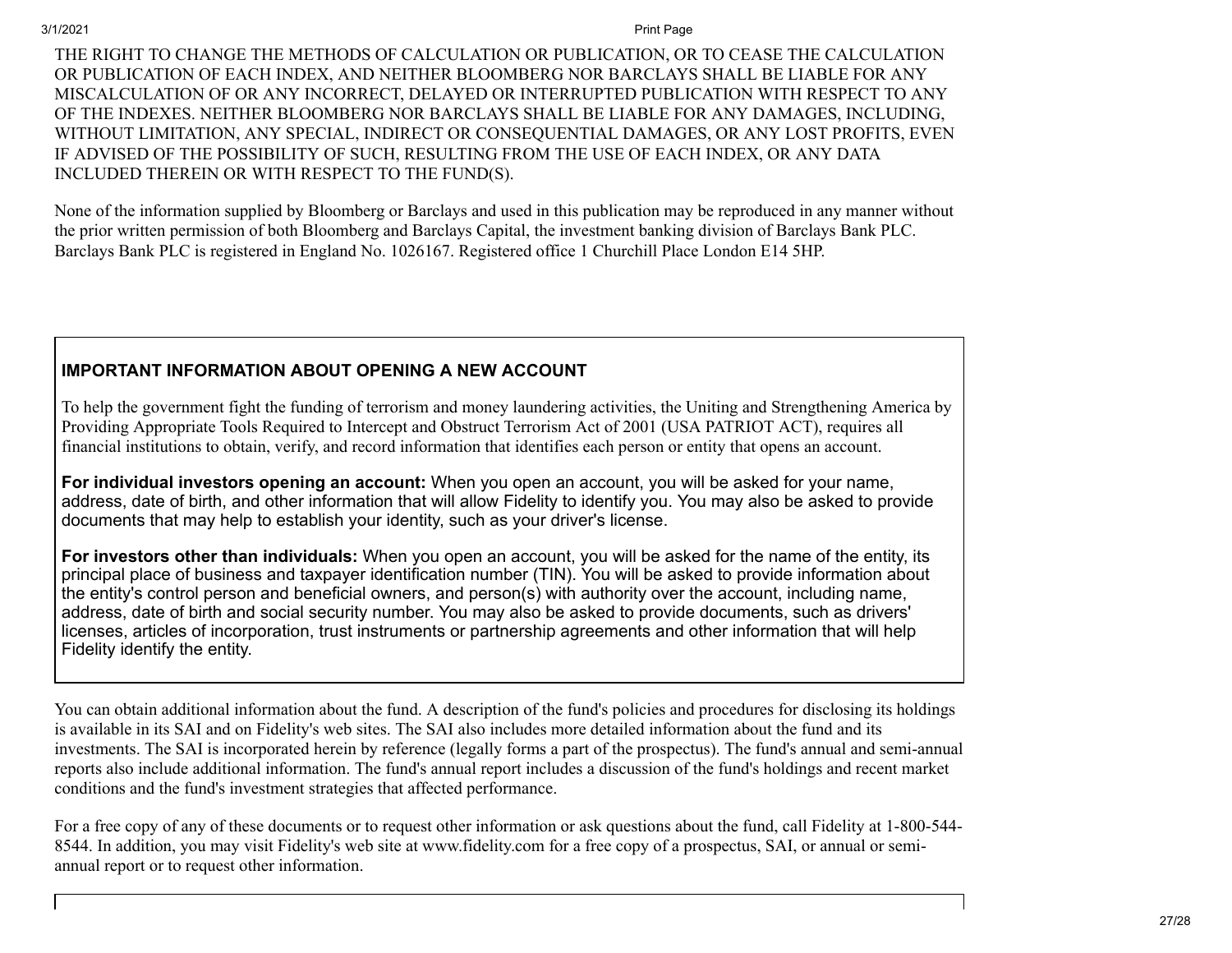THE RIGHT TO CHANGE THE METHODS OF CALCULATION OR PUBLICATION, OR TO CEASE THE CALCULATION OR PUBLICATION OF EACH INDEX, AND NEITHER BLOOMBERG NOR BARCLAYS SHALL BE LIABLE FOR ANY MISCALCULATION OF OR ANY INCORRECT, DELAYED OR INTERRUPTED PUBLICATION WITH RESPECT TO ANY OF THE INDEXES. NEITHER BLOOMBERG NOR BARCLAYS SHALL BE LIABLE FOR ANY DAMAGES, INCLUDING, WITHOUT LIMITATION, ANY SPECIAL, INDIRECT OR CONSEQUENTIAL DAMAGES, OR ANY LOST PROFITS, EVEN IF ADVISED OF THE POSSIBILITY OF SUCH, RESULTING FROM THE USE OF EACH INDEX, OR ANY DATA INCLUDED THEREIN OR WITH RESPECT TO THE FUND(S).

None of the information supplied by Bloomberg or Barclays and used in this publication may be reproduced in any manner without the prior written permission of both Bloomberg and Barclays Capital, the investment banking division of Barclays Bank PLC. Barclays Bank PLC is registered in England No. 1026167. Registered office 1 Churchill Place London E14 5HP.

## IMPORTANT INFORMATION ABOUT OPENING A NEW ACCOUNT

To help the government fight the funding of terrorism and money laundering activities, the Uniting and Strengthening America by Providing Appropriate Tools Required to Intercept and Obstruct Terrorism Act of 2001 (USA PATRIOT ACT), requires all financial institutions to obtain, verify, and record information that identifies each person or entity that opens an account.

**For individual investors opening an account:** When you open an account, you will be asked for your name, address, date of birth, and other information that will allow Fidelity to identify you. You may also be asked to provide documents that may help to establish your identity, such as your driver's license.

**For investors other than individuals:** When you open an account, you will be asked for the name of the entity, its principal place of business and taxpayer identification number (TIN). You will be asked to provide information about the entity's control person and beneficial owners, and person(s) with authority over the account, including name, address, date of birth and social security number. You may also be asked to provide documents, such as drivers' licenses, articles of incorporation, trust instruments or partnership agreements and other information that will help Fidelity identify the entity.

You can obtain additional information about the fund. A description of the fund's policies and procedures for disclosing its holdings is available in its SAI and on Fidelity's web sites. The SAI also includes more detailed information about the fund and its investments. The SAI is incorporated herein by reference (legally forms a part of the prospectus). The fund's annual and semi-annual reports also include additional information. The fund's annual report includes a discussion of the fund's holdings and recent market conditions and the fund's investment strategies that affected performance.

For a free copy of any of these documents or to request other information or ask questions about the fund, call Fidelity at 1-800-544-8544. In addition, you may visit Fidelity's web site at www.fidelity.com for a free copy of a prospectus, SAI, or annual or semi-annual report or to request other information.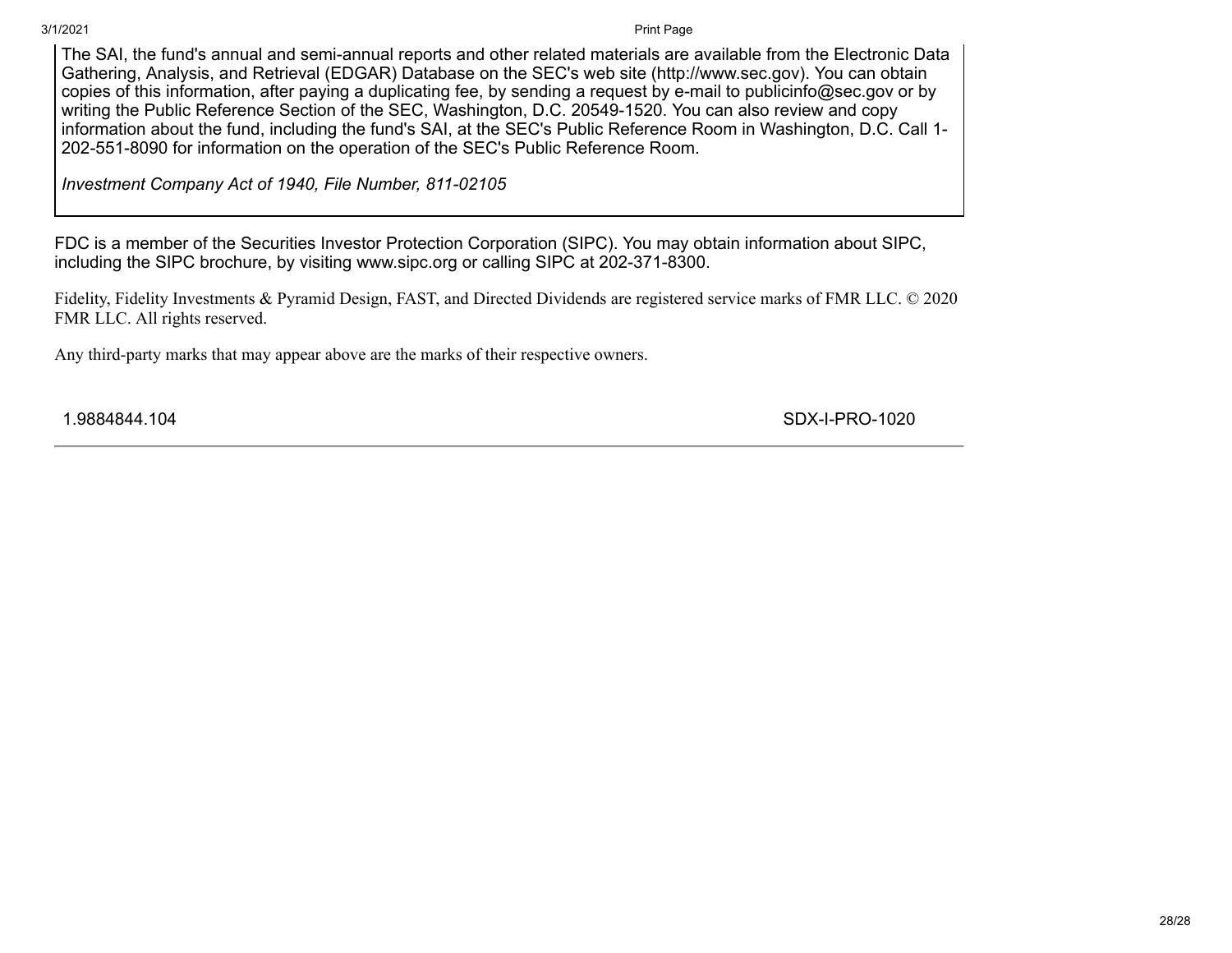The SAI, the fund's annual and semi-annual reports and other related materials are available from the Electronic Data Gathering, Analysis, and Retrieval (EDGAR) Database on the SEC's web site (http://www.sec.gov). You can obtain copies of this information, after paying a duplicating fee, by sending a request by e-mail to publicinfo@sec.gov or by writing the Public Reference Section of the SEC, Washington, D.C. 20549-1520. You can also review and copy information about the fund, including the fund's SAI, at the SEC's Public Reference Room in Washington, D.C. Call 1-202-551-8090 for information on the operation of the SEC's Public Reference Room.

*Investment Company Act of 1940, File Number, 811-02105*

FDC is a member of the Securities Investor Protection Corporation (SIPC). You may obtain information about SIPC, including the SIPC brochure, by visiting www.sipc.org or calling SIPC at 202-371-8300.

Fidelity, Fidelity Investments & Pyramid Design, FAST, and Directed Dividends are registered service marks of FMR LLC. © 2020 FMR LLC. All rights reserved.

Any third-party marks that may appear above are the marks of their respective owners.

1.9884844.104 SDX-I-PRO-1020